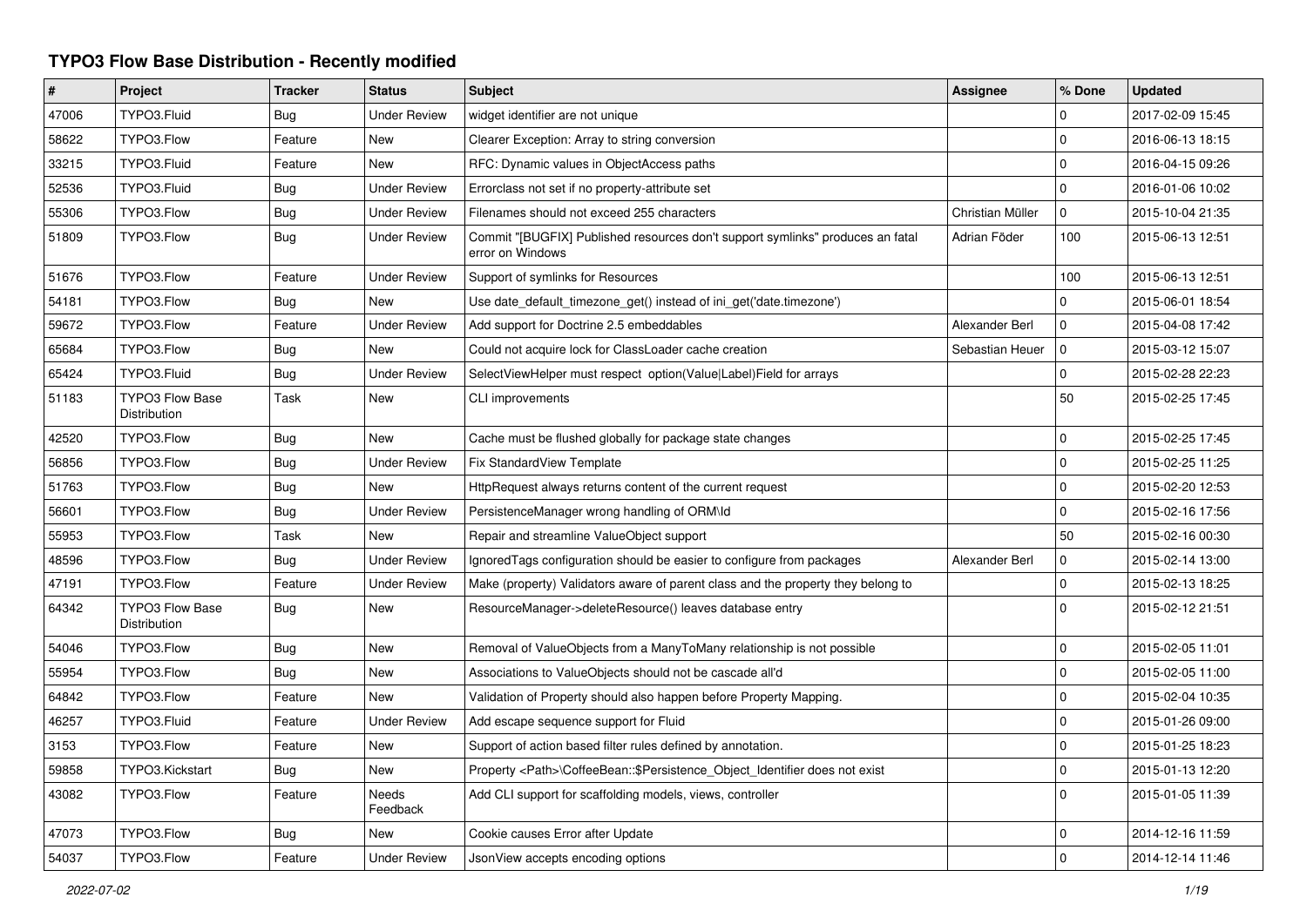# TYPO3 Flow Base Distribution - Recently modified

| # | Project | Tracker | Status | Subject | Assignee | % Done | Updated |
|---|---|---|---|---|---|---|---|
| 47006 | TYPO3.Fluid | Bug | Under Review | widget identifier are not unique | | 0 | 2017-02-09 15:45 |
| 58622 | TYPO3.Flow | Feature | New | Clearer Exception: Array to string conversion | | 0 | 2016-06-13 18:15 |
| 33215 | TYPO3.Fluid | Feature | New | RFC: Dynamic values in ObjectAccess paths | | 0 | 2016-04-15 09:26 |
| 52536 | TYPO3.Fluid | Bug | Under Review | Errorclass not set if no property-attribute set | | 0 | 2016-01-06 10:02 |
| 55306 | TYPO3.Flow | Bug | Under Review | Filenames should not exceed 255 characters | Christian Müller | 0 | 2015-10-04 21:35 |
| 51809 | TYPO3.Flow | Bug | Under Review | Commit "[BUGFIX] Published resources don't support symlinks" produces an fatal error on Windows | Adrian Föder | 100 | 2015-06-13 12:51 |
| 51676 | TYPO3.Flow | Feature | Under Review | Support of symlinks for Resources | | 100 | 2015-06-13 12:51 |
| 54181 | TYPO3.Flow | Bug | New | Use date_default_timezone_get() instead of ini_get('date.timezone') | | 0 | 2015-06-01 18:54 |
| 59672 | TYPO3.Flow | Feature | Under Review | Add support for Doctrine 2.5 embeddables | Alexander Berl | 0 | 2015-04-08 17:42 |
| 65684 | TYPO3.Flow | Bug | New | Could not acquire lock for ClassLoader cache creation | Sebastian Heuer | 0 | 2015-03-12 15:07 |
| 65424 | TYPO3.Fluid | Bug | Under Review | SelectViewHelper must respect option(Value\|Label)Field for arrays | | 0 | 2015-02-28 22:23 |
| 51183 | TYPO3 Flow Base Distribution | Task | New | CLI improvements | | 50 | 2015-02-25 17:45 |
| 42520 | TYPO3.Flow | Bug | New | Cache must be flushed globally for package state changes | | 0 | 2015-02-25 17:45 |
| 56856 | TYPO3.Flow | Bug | Under Review | Fix StandardView Template | | 0 | 2015-02-25 11:25 |
| 51763 | TYPO3.Flow | Bug | New | HttpRequest always returns content of the current request | | 0 | 2015-02-20 12:53 |
| 56601 | TYPO3.Flow | Bug | Under Review | PersistenceManager wrong handling of ORM\Id | | 0 | 2015-02-16 17:56 |
| 55953 | TYPO3.Flow | Task | New | Repair and streamline ValueObject support | | 50 | 2015-02-16 00:30 |
| 48596 | TYPO3.Flow | Bug | Under Review | IgnoredTags configuration should be easier to configure from packages | Alexander Berl | 0 | 2015-02-14 13:00 |
| 47191 | TYPO3.Flow | Feature | Under Review | Make (property) Validators aware of parent class and the property they belong to | | 0 | 2015-02-13 18:25 |
| 64342 | TYPO3 Flow Base Distribution | Bug | New | ResourceManager->deleteResource() leaves database entry | | 0 | 2015-02-12 21:51 |
| 54046 | TYPO3.Flow | Bug | New | Removal of ValueObjects from a ManyToMany relationship is not possible | | 0 | 2015-02-05 11:01 |
| 55954 | TYPO3.Flow | Bug | New | Associations to ValueObjects should not be cascade all'd | | 0 | 2015-02-05 11:00 |
| 64842 | TYPO3.Flow | Feature | New | Validation of Property should also happen before Property Mapping. | | 0 | 2015-02-04 10:35 |
| 46257 | TYPO3.Fluid | Feature | Under Review | Add escape sequence support for Fluid | | 0 | 2015-01-26 09:00 |
| 3153 | TYPO3.Flow | Feature | New | Support of action based filter rules defined by annotation. | | 0 | 2015-01-25 18:23 |
| 59858 | TYPO3.Kickstart | Bug | New | Property <Path>\CoffeeBean::$Persistence_Object_Identifier does not exist | | 0 | 2015-01-13 12:20 |
| 43082 | TYPO3.Flow | Feature | Needs Feedback | Add CLI support for scaffolding models, views, controller | | 0 | 2015-01-05 11:39 |
| 47073 | TYPO3.Flow | Bug | New | Cookie causes Error after Update | | 0 | 2014-12-16 11:59 |
| 54037 | TYPO3.Flow | Feature | Under Review | JsonView accepts encoding options | | 0 | 2014-12-14 11:46 |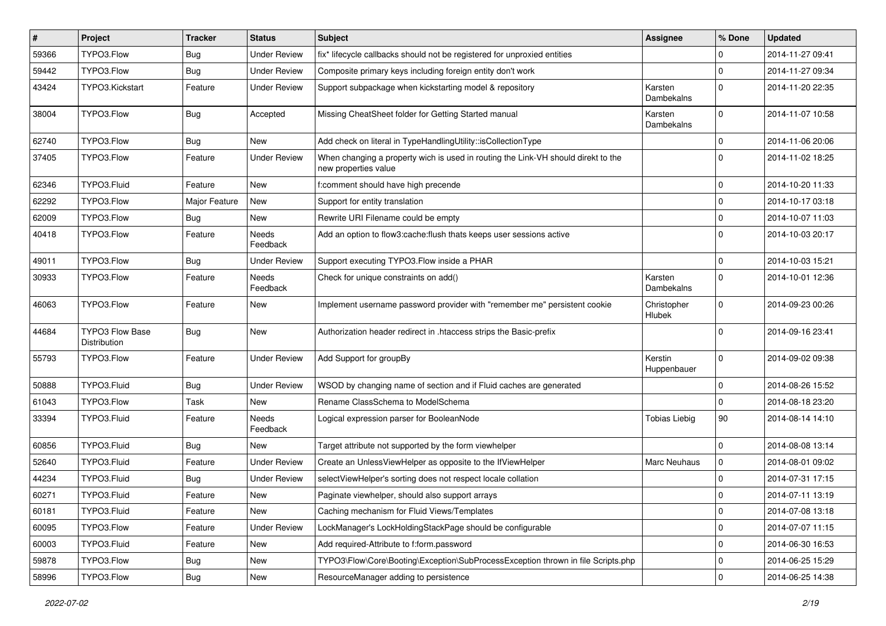| # | Project | Tracker | Status | Subject | Assignee | % Done | Updated |
|---|---|---|---|---|---|---|---|
| 59366 | TYPO3.Flow | Bug | Under Review | fix* lifecycle callbacks should not be registered for unproxied entities | | 0 | 2014-11-27 09:41 |
| 59442 | TYPO3.Flow | Bug | Under Review | Composite primary keys including foreign entity don't work | | 0 | 2014-11-27 09:34 |
| 43424 | TYPO3.Kickstart | Feature | Under Review | Support subpackage when kickstarting model & repository | Karsten Dambekalns | 0 | 2014-11-20 22:35 |
| 38004 | TYPO3.Flow | Bug | Accepted | Missing CheatSheet folder for Getting Started manual | Karsten Dambekalns | 0 | 2014-11-07 10:58 |
| 62740 | TYPO3.Flow | Bug | New | Add check on literal in TypeHandlingUtility::isCollectionType | | 0 | 2014-11-06 20:06 |
| 37405 | TYPO3.Flow | Feature | Under Review | When changing a property wich is used in routing the Link-VH should direkt to the new properties value | | 0 | 2014-11-02 18:25 |
| 62346 | TYPO3.Fluid | Feature | New | f:comment should have high precende | | 0 | 2014-10-20 11:33 |
| 62292 | TYPO3.Flow | Major Feature | New | Support for entity translation | | 0 | 2014-10-17 03:18 |
| 62009 | TYPO3.Flow | Bug | New | Rewrite URI Filename could be empty | | 0 | 2014-10-07 11:03 |
| 40418 | TYPO3.Flow | Feature | Needs Feedback | Add an option to flow3:cache:flush thats keeps user sessions active | | 0 | 2014-10-03 20:17 |
| 49011 | TYPO3.Flow | Bug | Under Review | Support executing TYPO3.Flow inside a PHAR | | 0 | 2014-10-03 15:21 |
| 30933 | TYPO3.Flow | Feature | Needs Feedback | Check for unique constraints on add() | Karsten Dambekalns | 0 | 2014-10-01 12:36 |
| 46063 | TYPO3.Flow | Feature | New | Implement username password provider with "remember me" persistent cookie | Christopher Hlubek | 0 | 2014-09-23 00:26 |
| 44684 | TYPO3 Flow Base Distribution | Bug | New | Authorization header redirect in .htaccess strips the Basic-prefix | | 0 | 2014-09-16 23:41 |
| 55793 | TYPO3.Flow | Feature | Under Review | Add Support for groupBy | Kerstin Huppenbauer | 0 | 2014-09-02 09:38 |
| 50888 | TYPO3.Fluid | Bug | Under Review | WSOD by changing name of section and if Fluid caches are generated | | 0 | 2014-08-26 15:52 |
| 61043 | TYPO3.Flow | Task | New | Rename ClassSchema to ModelSchema | | 0 | 2014-08-18 23:20 |
| 33394 | TYPO3.Fluid | Feature | Needs Feedback | Logical expression parser for BooleanNode | Tobias Liebig | 90 | 2014-08-14 14:10 |
| 60856 | TYPO3.Fluid | Bug | New | Target attribute not supported by the form viewhelper | | 0 | 2014-08-08 13:14 |
| 52640 | TYPO3.Fluid | Feature | Under Review | Create an UnlessViewHelper as opposite to the IfViewHelper | Marc Neuhaus | 0 | 2014-08-01 09:02 |
| 44234 | TYPO3.Fluid | Bug | Under Review | selectViewHelper's sorting does not respect locale collation | | 0 | 2014-07-31 17:15 |
| 60271 | TYPO3.Fluid | Feature | New | Paginate viewhelper, should also support arrays | | 0 | 2014-07-11 13:19 |
| 60181 | TYPO3.Fluid | Feature | New | Caching mechanism for Fluid Views/Templates | | 0 | 2014-07-08 13:18 |
| 60095 | TYPO3.Flow | Feature | Under Review | LockManager's LockHoldingStackPage should be configurable | | 0 | 2014-07-07 11:15 |
| 60003 | TYPO3.Fluid | Feature | New | Add required-Attribute to f:form.password | | 0 | 2014-06-30 16:53 |
| 59878 | TYPO3.Flow | Bug | New | TYPO3\Flow\Core\Booting\Exception\SubProcessException thrown in file Scripts.php | | 0 | 2014-06-25 15:29 |
| 58996 | TYPO3.Flow | Bug | New | ResourceManager adding to persistence | | 0 | 2014-06-25 14:38 |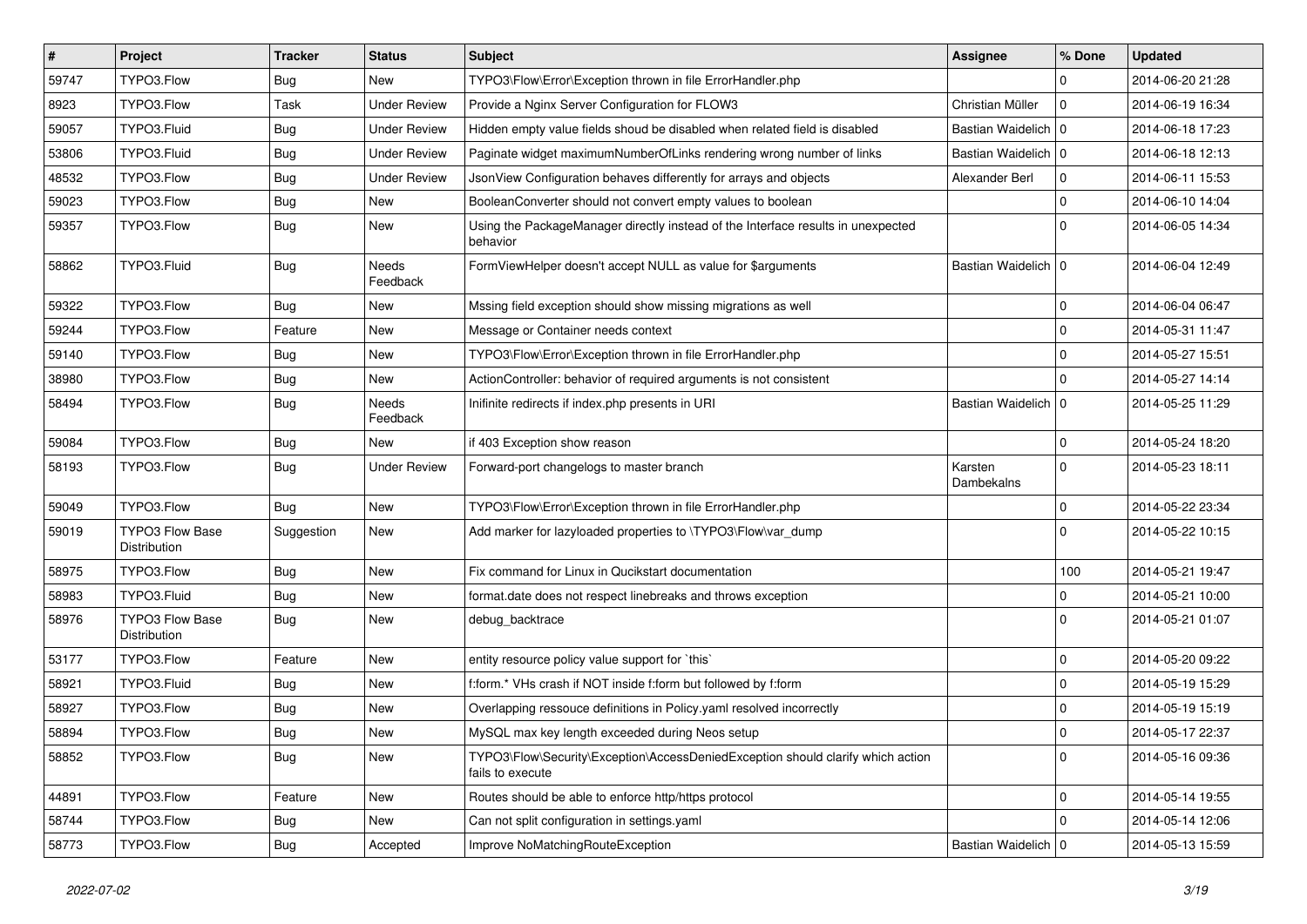| # | Project | Tracker | Status | Subject | Assignee | % Done | Updated |
|---|---|---|---|---|---|---|---|
| 59747 | TYPO3.Flow | Bug | New | TYPO3\Flow\Error\Exception thrown in file ErrorHandler.php | | 0 | 2014-06-20 21:28 |
| 8923 | TYPO3.Flow | Task | Under Review | Provide a Nginx Server Configuration for FLOW3 | Christian Müller | 0 | 2014-06-19 16:34 |
| 59057 | TYPO3.Fluid | Bug | Under Review | Hidden empty value fields shoud be disabled when related field is disabled | Bastian Waidelich | 0 | 2014-06-18 17:23 |
| 53806 | TYPO3.Fluid | Bug | Under Review | Paginate widget maximumNumberOfLinks rendering wrong number of links | Bastian Waidelich | 0 | 2014-06-18 12:13 |
| 48532 | TYPO3.Flow | Bug | Under Review | JsonView Configuration behaves differently for arrays and objects | Alexander Berl | 0 | 2014-06-11 15:53 |
| 59023 | TYPO3.Flow | Bug | New | BooleanConverter should not convert empty values to boolean | | 0 | 2014-06-10 14:04 |
| 59357 | TYPO3.Flow | Bug | New | Using the PackageManager directly instead of the Interface results in unexpected behavior | | 0 | 2014-06-05 14:34 |
| 58862 | TYPO3.Fluid | Bug | Needs Feedback | FormViewHelper doesn't accept NULL as value for $arguments | Bastian Waidelich | 0 | 2014-06-04 12:49 |
| 59322 | TYPO3.Flow | Bug | New | Mssing field exception should show missing migrations as well | | 0 | 2014-06-04 06:47 |
| 59244 | TYPO3.Flow | Feature | New | Message or Container needs context | | 0 | 2014-05-31 11:47 |
| 59140 | TYPO3.Flow | Bug | New | TYPO3\Flow\Error\Exception thrown in file ErrorHandler.php | | 0 | 2014-05-27 15:51 |
| 38980 | TYPO3.Flow | Bug | New | ActionController: behavior of required arguments is not consistent | | 0 | 2014-05-27 14:14 |
| 58494 | TYPO3.Flow | Bug | Needs Feedback | Inifinite redirects if index.php presents in URI | Bastian Waidelich | 0 | 2014-05-25 11:29 |
| 59084 | TYPO3.Flow | Bug | New | if 403 Exception show reason | | 0 | 2014-05-24 18:20 |
| 58193 | TYPO3.Flow | Bug | Under Review | Forward-port changelogs to master branch | Karsten Dambekalns | 0 | 2014-05-23 18:11 |
| 59049 | TYPO3.Flow | Bug | New | TYPO3\Flow\Error\Exception thrown in file ErrorHandler.php | | 0 | 2014-05-22 23:34 |
| 59019 | TYPO3 Flow Base Distribution | Suggestion | New | Add marker for lazyloaded properties to \TYPO3\Flow\var_dump | | 0 | 2014-05-22 10:15 |
| 58975 | TYPO3.Flow | Bug | New | Fix command for Linux in Qucikstart documentation | | 100 | 2014-05-21 19:47 |
| 58983 | TYPO3.Fluid | Bug | New | format.date does not respect linebreaks and throws exception | | 0 | 2014-05-21 10:00 |
| 58976 | TYPO3 Flow Base Distribution | Bug | New | debug_backtrace | | 0 | 2014-05-21 01:07 |
| 53177 | TYPO3.Flow | Feature | New | entity resource policy value support for `this` | | 0 | 2014-05-20 09:22 |
| 58921 | TYPO3.Fluid | Bug | New | f:form.* VHs crash if NOT inside f:form but followed by f:form | | 0 | 2014-05-19 15:29 |
| 58927 | TYPO3.Flow | Bug | New | Overlapping ressouce definitions in Policy.yaml resolved incorrectly | | 0 | 2014-05-19 15:19 |
| 58894 | TYPO3.Flow | Bug | New | MySQL max key length exceeded during Neos setup | | 0 | 2014-05-17 22:37 |
| 58852 | TYPO3.Flow | Bug | New | TYPO3\Flow\Security\Exception\AccessDeniedException should clarify which action fails to execute | | 0 | 2014-05-16 09:36 |
| 44891 | TYPO3.Flow | Feature | New | Routes should be able to enforce http/https protocol | | 0 | 2014-05-14 19:55 |
| 58744 | TYPO3.Flow | Bug | New | Can not split configuration in settings.yaml | | 0 | 2014-05-14 12:06 |
| 58773 | TYPO3.Flow | Bug | Accepted | Improve NoMatchingRouteException | Bastian Waidelich | 0 | 2014-05-13 15:59 |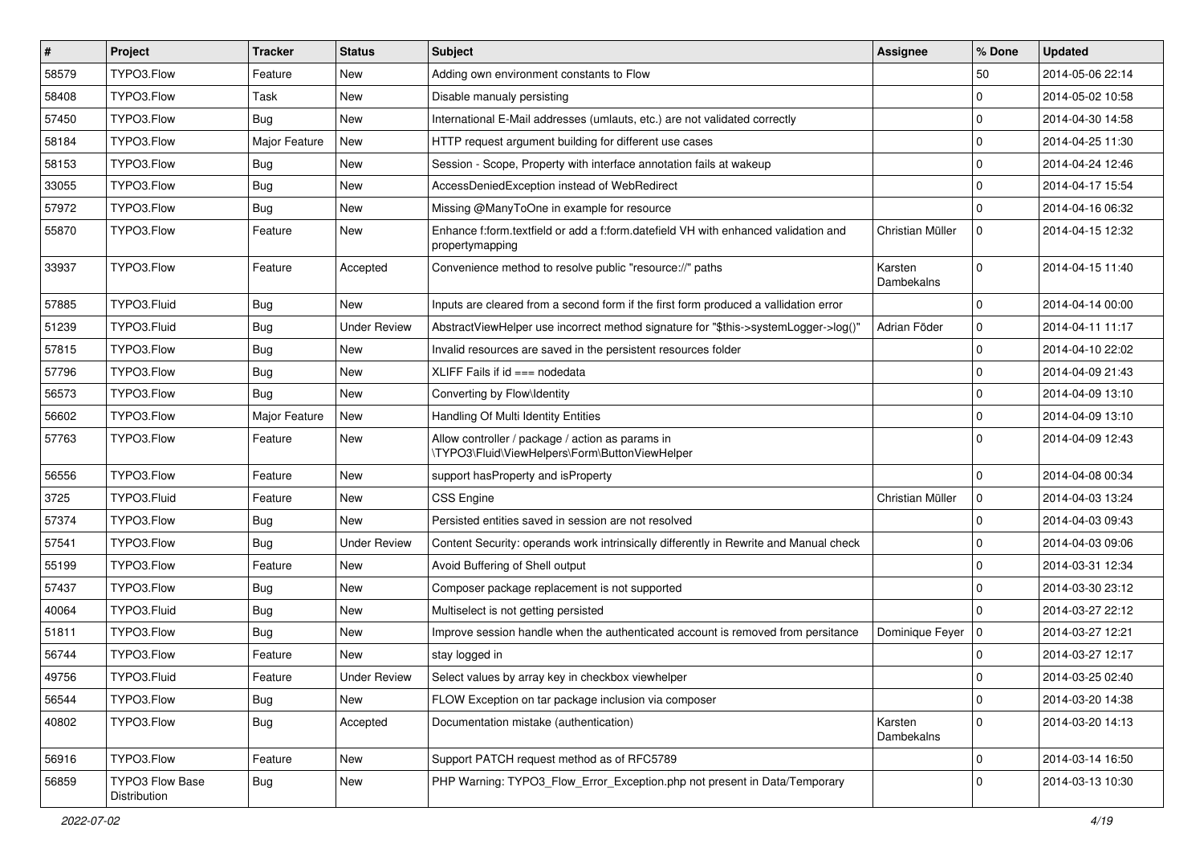| # | Project | Tracker | Status | Subject | Assignee | % Done | Updated |
|---|---|---|---|---|---|---|---|
| 58579 | TYPO3.Flow | Feature | New | Adding own environment constants to Flow | | 50 | 2014-05-06 22:14 |
| 58408 | TYPO3.Flow | Task | New | Disable manualy persisting | | 0 | 2014-05-02 10:58 |
| 57450 | TYPO3.Flow | Bug | New | International E-Mail addresses (umlauts, etc.) are not validated correctly | | 0 | 2014-04-30 14:58 |
| 58184 | TYPO3.Flow | Major Feature | New | HTTP request argument building for different use cases | | 0 | 2014-04-25 11:30 |
| 58153 | TYPO3.Flow | Bug | New | Session - Scope, Property with interface annotation fails at wakeup | | 0 | 2014-04-24 12:46 |
| 33055 | TYPO3.Flow | Bug | New | AccessDeniedException instead of WebRedirect | | 0 | 2014-04-17 15:54 |
| 57972 | TYPO3.Flow | Bug | New | Missing @ManyToOne in example for resource | | 0 | 2014-04-16 06:32 |
| 55870 | TYPO3.Flow | Feature | New | Enhance f:form.textfield or add a f:form.datefield VH with enhanced validation and propertymapping | Christian Müller | 0 | 2014-04-15 12:32 |
| 33937 | TYPO3.Flow | Feature | Accepted | Convenience method to resolve public "resource://" paths | Karsten Dambekalns | 0 | 2014-04-15 11:40 |
| 57885 | TYPO3.Fluid | Bug | New | Inputs are cleared from a second form if the first form produced a vallidation error | | 0 | 2014-04-14 00:00 |
| 51239 | TYPO3.Fluid | Bug | Under Review | AbstractViewHelper use incorrect method signature for "$this->systemLogger->log()" | Adrian Föder | 0 | 2014-04-11 11:17 |
| 57815 | TYPO3.Flow | Bug | New | Invalid resources are saved in the persistent resources folder | | 0 | 2014-04-10 22:02 |
| 57796 | TYPO3.Flow | Bug | New | XLIFF Fails if id === nodedata | | 0 | 2014-04-09 21:43 |
| 56573 | TYPO3.Flow | Bug | New | Converting by Flow\Identity | | 0 | 2014-04-09 13:10 |
| 56602 | TYPO3.Flow | Major Feature | New | Handling Of Multi Identity Entities | | 0 | 2014-04-09 13:10 |
| 57763 | TYPO3.Flow | Feature | New | Allow controller / package / action as params in \TYPO3\Fluid\ViewHelpers\Form\ButtonViewHelper | | 0 | 2014-04-09 12:43 |
| 56556 | TYPO3.Flow | Feature | New | support hasProperty and isProperty | | 0 | 2014-04-08 00:34 |
| 3725 | TYPO3.Fluid | Feature | New | CSS Engine | Christian Müller | 0 | 2014-04-03 13:24 |
| 57374 | TYPO3.Flow | Bug | New | Persisted entities saved in session are not resolved | | 0 | 2014-04-03 09:43 |
| 57541 | TYPO3.Flow | Bug | Under Review | Content Security: operands work intrinsically differently in Rewrite and Manual check | | 0 | 2014-04-03 09:06 |
| 55199 | TYPO3.Flow | Feature | New | Avoid Buffering of Shell output | | 0 | 2014-03-31 12:34 |
| 57437 | TYPO3.Flow | Bug | New | Composer package replacement is not supported | | 0 | 2014-03-30 23:12 |
| 40064 | TYPO3.Fluid | Bug | New | Multiselect is not getting persisted | | 0 | 2014-03-27 22:12 |
| 51811 | TYPO3.Flow | Bug | New | Improve session handle when the authenticated account is removed from persitance | Dominique Feyer | 0 | 2014-03-27 12:21 |
| 56744 | TYPO3.Flow | Feature | New | stay logged in | | 0 | 2014-03-27 12:17 |
| 49756 | TYPO3.Fluid | Feature | Under Review | Select values by array key in checkbox viewhelper | | 0 | 2014-03-25 02:40 |
| 56544 | TYPO3.Flow | Bug | New | FLOW Exception on tar package inclusion via composer | | 0 | 2014-03-20 14:38 |
| 40802 | TYPO3.Flow | Bug | Accepted | Documentation mistake (authentication) | Karsten Dambekalns | 0 | 2014-03-20 14:13 |
| 56916 | TYPO3.Flow | Feature | New | Support PATCH request method as of RFC5789 | | 0 | 2014-03-14 16:50 |
| 56859 | TYPO3 Flow Base Distribution | Bug | New | PHP Warning: TYPO3_Flow_Error_Exception.php not present in Data/Temporary | | 0 | 2014-03-13 10:30 |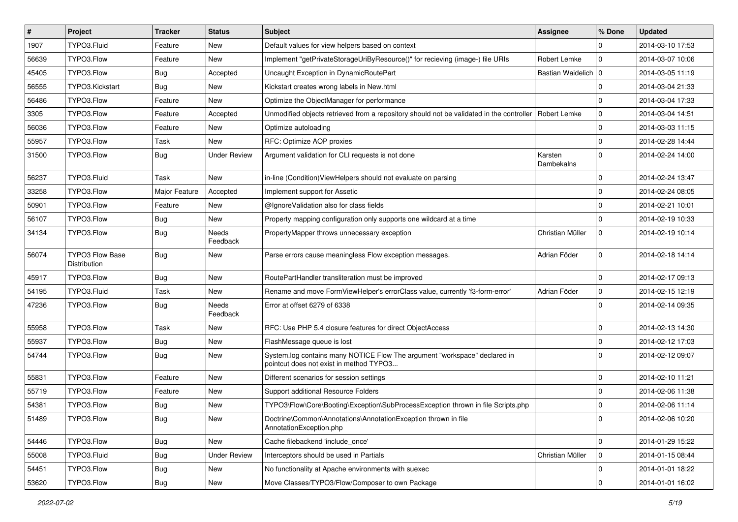| # | Project | Tracker | Status | Subject | Assignee | % Done | Updated |
|---|---|---|---|---|---|---|---|
| 1907 | TYPO3.Fluid | Feature | New | Default values for view helpers based on context | | 0 | 2014-03-10 17:53 |
| 56639 | TYPO3.Flow | Feature | New | Implement "getPrivateStorageUriByResource()" for recieving (image-) file URIs | Robert Lemke | 0 | 2014-03-07 10:06 |
| 45405 | TYPO3.Flow | Bug | Accepted | Uncaught Exception in DynamicRoutePart | Bastian Waidelich | 0 | 2014-03-05 11:19 |
| 56555 | TYPO3.Kickstart | Bug | New | Kickstart creates wrong labels in New.html | | 0 | 2014-03-04 21:33 |
| 56486 | TYPO3.Flow | Feature | New | Optimize the ObjectManager for performance | | 0 | 2014-03-04 17:33 |
| 3305 | TYPO3.Flow | Feature | Accepted | Unmodified objects retrieved from a repository should not be validated in the controller | Robert Lemke | 0 | 2014-03-04 14:51 |
| 56036 | TYPO3.Flow | Feature | New | Optimize autoloading | | 0 | 2014-03-03 11:15 |
| 55957 | TYPO3.Flow | Task | New | RFC: Optimize AOP proxies | | 0 | 2014-02-28 14:44 |
| 31500 | TYPO3.Flow | Bug | Under Review | Argument validation for CLI requests is not done | Karsten Dambekalns | 0 | 2014-02-24 14:00 |
| 56237 | TYPO3.Fluid | Task | New | in-line (Condition)ViewHelpers should not evaluate on parsing | | 0 | 2014-02-24 13:47 |
| 33258 | TYPO3.Flow | Major Feature | Accepted | Implement support for Assetic | | 0 | 2014-02-24 08:05 |
| 50901 | TYPO3.Flow | Feature | New | @IgnoreValidation also for class fields | | 0 | 2014-02-21 10:01 |
| 56107 | TYPO3.Flow | Bug | New | Property mapping configuration only supports one wildcard at a time | | 0 | 2014-02-19 10:33 |
| 34134 | TYPO3.Flow | Bug | Needs Feedback | PropertyMapper throws unnecessary exception | Christian Müller | 0 | 2014-02-19 10:14 |
| 56074 | TYPO3 Flow Base Distribution | Bug | New | Parse errors cause meaningless Flow exception messages. | Adrian Föder | 0 | 2014-02-18 14:14 |
| 45917 | TYPO3.Flow | Bug | New | RoutePartHandler transliteration must be improved | | 0 | 2014-02-17 09:13 |
| 54195 | TYPO3.Fluid | Task | New | Rename and move FormViewHelper's errorClass value, currently 'f3-form-error' | Adrian Föder | 0 | 2014-02-15 12:19 |
| 47236 | TYPO3.Flow | Bug | Needs Feedback | Error at offset 6279 of 6338 | | 0 | 2014-02-14 09:35 |
| 55958 | TYPO3.Flow | Task | New | RFC: Use PHP 5.4 closure features for direct ObjectAccess | | 0 | 2014-02-13 14:30 |
| 55937 | TYPO3.Flow | Bug | New | FlashMessage queue is lost | | 0 | 2014-02-12 17:03 |
| 54744 | TYPO3.Flow | Bug | New | System.log contains many NOTICE Flow The argument "workspace" declared in pointcut does not exist in method TYPO3... | | 0 | 2014-02-12 09:07 |
| 55831 | TYPO3.Flow | Feature | New | Different scenarios for session settings | | 0 | 2014-02-10 11:21 |
| 55719 | TYPO3.Flow | Feature | New | Support additional Resource Folders | | 0 | 2014-02-06 11:38 |
| 54381 | TYPO3.Flow | Bug | New | TYPO3\Flow\Core\Booting\Exception\SubProcessException thrown in file Scripts.php | | 0 | 2014-02-06 11:14 |
| 51489 | TYPO3.Flow | Bug | New | Doctrine\Common\Annotations\AnnotationException thrown in file AnnotationException.php | | 0 | 2014-02-06 10:20 |
| 54446 | TYPO3.Flow | Bug | New | Cache filebackend 'include_once' | | 0 | 2014-01-29 15:22 |
| 55008 | TYPO3.Fluid | Bug | Under Review | Interceptors should be used in Partials | Christian Müller | 0 | 2014-01-15 08:44 |
| 54451 | TYPO3.Flow | Bug | New | No functionality at Apache environments with suexec | | 0 | 2014-01-01 18:22 |
| 53620 | TYPO3.Flow | Bug | New | Move Classes/TYPO3/Flow/Composer to own Package | | 0 | 2014-01-01 16:02 |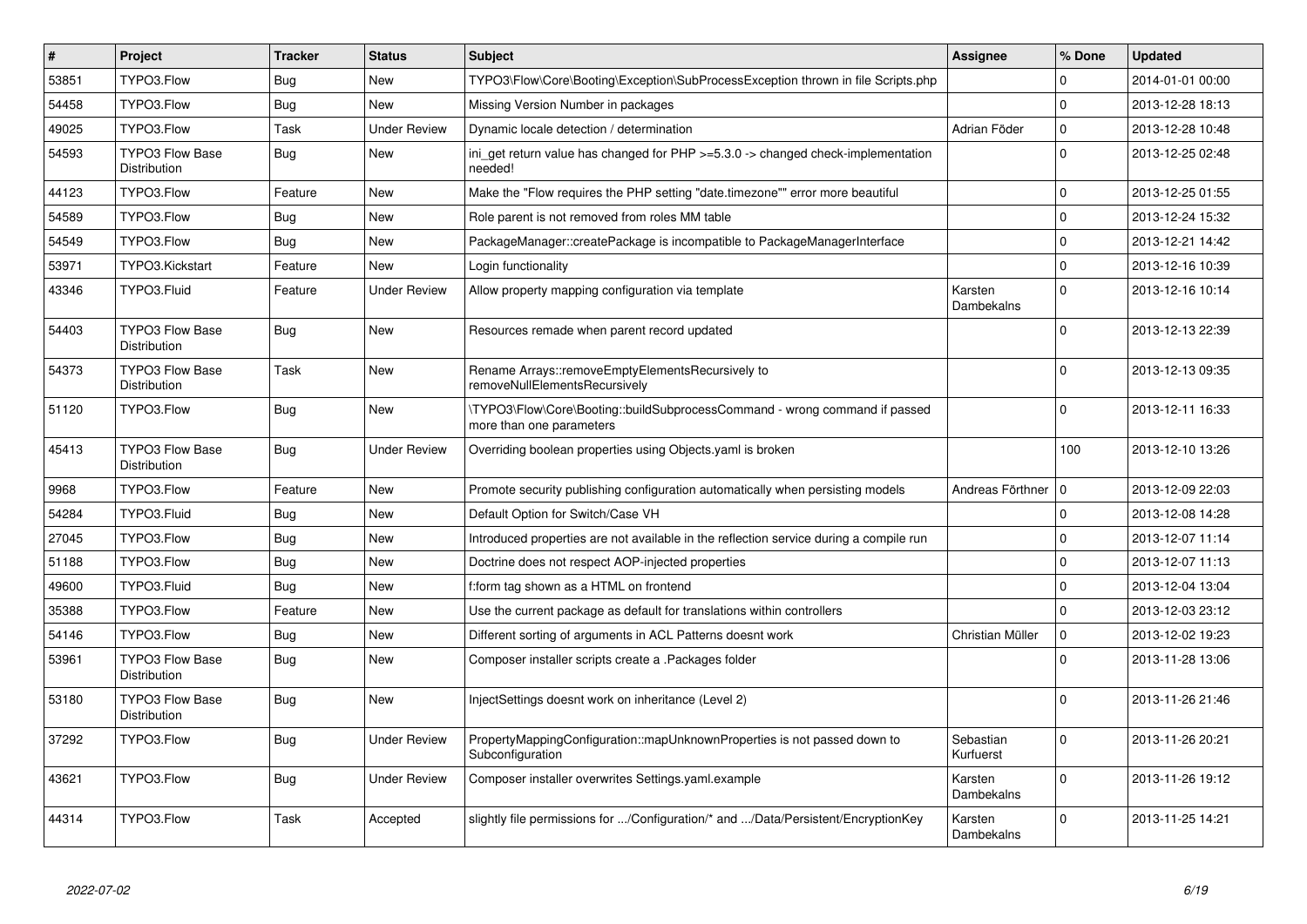| # | Project | Tracker | Status | Subject | Assignee | % Done | Updated |
|---|---|---|---|---|---|---|---|
| 53851 | TYPO3.Flow | Bug | New | TYPO3\Flow\Core\Booting\Exception\SubProcessException thrown in file Scripts.php | | 0 | 2014-01-01 00:00 |
| 54458 | TYPO3.Flow | Bug | New | Missing Version Number in packages | | 0 | 2013-12-28 18:13 |
| 49025 | TYPO3.Flow | Task | Under Review | Dynamic locale detection / determination | Adrian Föder | 0 | 2013-12-28 10:48 |
| 54593 | TYPO3 Flow Base Distribution | Bug | New | ini_get return value has changed for PHP >=5.3.0 -> changed check-implementation needed! | | 0 | 2013-12-25 02:48 |
| 44123 | TYPO3.Flow | Feature | New | Make the "Flow requires the PHP setting "date.timezone"" error more beautiful | | 0 | 2013-12-25 01:55 |
| 54589 | TYPO3.Flow | Bug | New | Role parent is not removed from roles MM table | | 0 | 2013-12-24 15:32 |
| 54549 | TYPO3.Flow | Bug | New | PackageManager::createPackage is incompatible to PackageManagerInterface | | 0 | 2013-12-21 14:42 |
| 53971 | TYPO3.Kickstart | Feature | New | Login functionality | | 0 | 2013-12-16 10:39 |
| 43346 | TYPO3.Fluid | Feature | Under Review | Allow property mapping configuration via template | Karsten Dambekalns | 0 | 2013-12-16 10:14 |
| 54403 | TYPO3 Flow Base Distribution | Bug | New | Resources remade when parent record updated | | 0 | 2013-12-13 22:39 |
| 54373 | TYPO3 Flow Base Distribution | Task | New | Rename Arrays::removeEmptyElementsRecursively to removeNullElementsRecursively | | 0 | 2013-12-13 09:35 |
| 51120 | TYPO3.Flow | Bug | New | \TYPO3\Flow\Core\Booting::buildSubprocessCommand - wrong command if passed more than one parameters | | 0 | 2013-12-11 16:33 |
| 45413 | TYPO3 Flow Base Distribution | Bug | Under Review | Overriding boolean properties using Objects.yaml is broken | | 100 | 2013-12-10 13:26 |
| 9968 | TYPO3.Flow | Feature | New | Promote security publishing configuration automatically when persisting models | Andreas Förthner | 0 | 2013-12-09 22:03 |
| 54284 | TYPO3.Fluid | Bug | New | Default Option for Switch/Case VH | | 0 | 2013-12-08 14:28 |
| 27045 | TYPO3.Flow | Bug | New | Introduced properties are not available in the reflection service during a compile run | | 0 | 2013-12-07 11:14 |
| 51188 | TYPO3.Flow | Bug | New | Doctrine does not respect AOP-injected properties | | 0 | 2013-12-07 11:13 |
| 49600 | TYPO3.Fluid | Bug | New | f:form tag shown as a HTML on frontend | | 0 | 2013-12-04 13:04 |
| 35388 | TYPO3.Flow | Feature | New | Use the current package as default for translations within controllers | | 0 | 2013-12-03 23:12 |
| 54146 | TYPO3.Flow | Bug | New | Different sorting of arguments in ACL Patterns doesnt work | Christian Müller | 0 | 2013-12-02 19:23 |
| 53961 | TYPO3 Flow Base Distribution | Bug | New | Composer installer scripts create a .Packages folder | | 0 | 2013-11-28 13:06 |
| 53180 | TYPO3 Flow Base Distribution | Bug | New | InjectSettings doesnt work on inheritance (Level 2) | | 0 | 2013-11-26 21:46 |
| 37292 | TYPO3.Flow | Bug | Under Review | PropertyMappingConfiguration::mapUnknownProperties is not passed down to Subconfiguration | Sebastian Kurfuerst | 0 | 2013-11-26 20:21 |
| 43621 | TYPO3.Flow | Bug | Under Review | Composer installer overwrites Settings.yaml.example | Karsten Dambekalns | 0 | 2013-11-26 19:12 |
| 44314 | TYPO3.Flow | Task | Accepted | slightly file permissions for .../Configuration/* and .../Data/Persistent/EncryptionKey | Karsten Dambekalns | 0 | 2013-11-25 14:21 |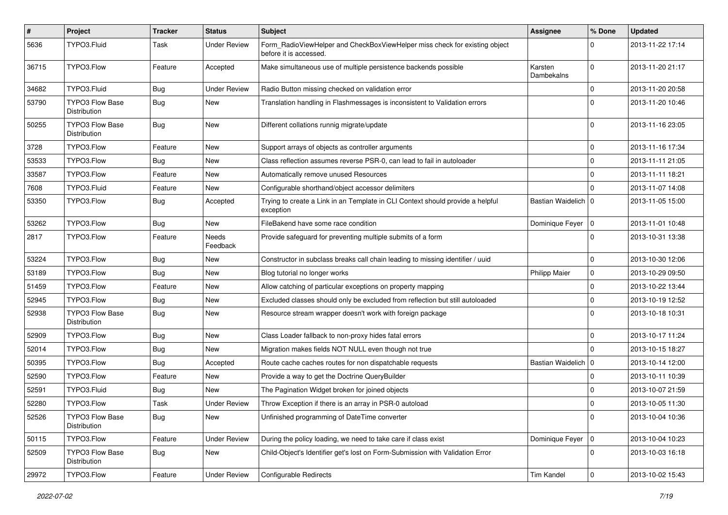| # | Project | Tracker | Status | Subject | Assignee | % Done | Updated |
|---|---|---|---|---|---|---|---|
| 5636 | TYPO3.Fluid | Task | Under Review | Form_RadioViewHelper and CheckBoxViewHelper miss check for existing object before it is accessed. | | 0 | 2013-11-22 17:14 |
| 36715 | TYPO3.Flow | Feature | Accepted | Make simultaneous use of multiple persistence backends possible | Karsten Dambekalns | 0 | 2013-11-20 21:17 |
| 34682 | TYPO3.Fluid | Bug | Under Review | Radio Button missing checked on validation error | | 0 | 2013-11-20 20:58 |
| 53790 | TYPO3 Flow Base Distribution | Bug | New | Translation handling in Flashmessages is inconsistent to Validation errors | | 0 | 2013-11-20 10:46 |
| 50255 | TYPO3 Flow Base Distribution | Bug | New | Different collations runnig migrate/update | | 0 | 2013-11-16 23:05 |
| 3728 | TYPO3.Flow | Feature | New | Support arrays of objects as controller arguments | | 0 | 2013-11-16 17:34 |
| 53533 | TYPO3.Flow | Bug | New | Class reflection assumes reverse PSR-0, can lead to fail in autoloader | | 0 | 2013-11-11 21:05 |
| 33587 | TYPO3.Flow | Feature | New | Automatically remove unused Resources | | 0 | 2013-11-11 18:21 |
| 7608 | TYPO3.Fluid | Feature | New | Configurable shorthand/object accessor delimiters | | 0 | 2013-11-07 14:08 |
| 53350 | TYPO3.Flow | Bug | Accepted | Trying to create a Link in an Template in CLI Context should provide a helpful exception | Bastian Waidelich | 0 | 2013-11-05 15:00 |
| 53262 | TYPO3.Flow | Bug | New | FileBakend have some race condition | Dominique Feyer | 0 | 2013-11-01 10:48 |
| 2817 | TYPO3.Flow | Feature | Needs Feedback | Provide safeguard for preventing multiple submits of a form | | 0 | 2013-10-31 13:38 |
| 53224 | TYPO3.Flow | Bug | New | Constructor in subclass breaks call chain leading to missing identifier / uuid | | 0 | 2013-10-30 12:06 |
| 53189 | TYPO3.Flow | Bug | New | Blog tutorial no longer works | Philipp Maier | 0 | 2013-10-29 09:50 |
| 51459 | TYPO3.Flow | Feature | New | Allow catching of particular exceptions on property mapping | | 0 | 2013-10-22 13:44 |
| 52945 | TYPO3.Flow | Bug | New | Excluded classes should only be excluded from reflection but still autoloaded | | 0 | 2013-10-19 12:52 |
| 52938 | TYPO3 Flow Base Distribution | Bug | New | Resource stream wrapper doesn't work with foreign package | | 0 | 2013-10-18 10:31 |
| 52909 | TYPO3.Flow | Bug | New | Class Loader fallback to non-proxy hides fatal errors | | 0 | 2013-10-17 11:24 |
| 52014 | TYPO3.Flow | Bug | New | Migration makes fields NOT NULL even though not true | | 0 | 2013-10-15 18:27 |
| 50395 | TYPO3.Flow | Bug | Accepted | Route cache caches routes for non dispatchable requests | Bastian Waidelich | 0 | 2013-10-14 12:00 |
| 52590 | TYPO3.Flow | Feature | New | Provide a way to get the Doctrine QueryBuilder | | 0 | 2013-10-11 10:39 |
| 52591 | TYPO3.Fluid | Bug | New | The Pagination Widget broken for joined objects | | 0 | 2013-10-07 21:59 |
| 52280 | TYPO3.Flow | Task | Under Review | Throw Exception if there is an array in PSR-0 autoload | | 0 | 2013-10-05 11:30 |
| 52526 | TYPO3 Flow Base Distribution | Bug | New | Unfinished programming of DateTime converter | | 0 | 2013-10-04 10:36 |
| 50115 | TYPO3.Flow | Feature | Under Review | During the policy loading, we need to take care if class exist | Dominique Feyer | 0 | 2013-10-04 10:23 |
| 52509 | TYPO3 Flow Base Distribution | Bug | New | Child-Object's Identifier get's lost on Form-Submission with Validation Error | | 0 | 2013-10-03 16:18 |
| 29972 | TYPO3.Flow | Feature | Under Review | Configurable Redirects | Tim Kandel | 0 | 2013-10-02 15:43 |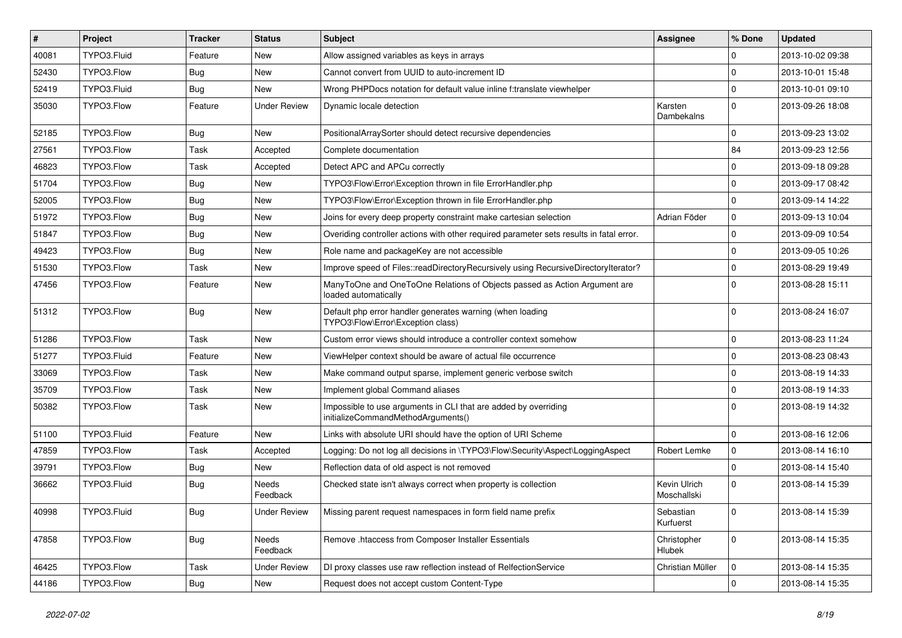| # | Project | Tracker | Status | Subject | Assignee | % Done | Updated |
|---|---|---|---|---|---|---|---|
| 40081 | TYPO3.Fluid | Feature | New | Allow assigned variables as keys in arrays | | 0 | 2013-10-02 09:38 |
| 52430 | TYPO3.Flow | Bug | New | Cannot convert from UUID to auto-increment ID | | 0 | 2013-10-01 15:48 |
| 52419 | TYPO3.Fluid | Bug | New | Wrong PHPDocs notation for default value inline f:translate viewhelper | | 0 | 2013-10-01 09:10 |
| 35030 | TYPO3.Flow | Feature | Under Review | Dynamic locale detection | Karsten Dambekalns | 0 | 2013-09-26 18:08 |
| 52185 | TYPO3.Flow | Bug | New | PositionalArraySorter should detect recursive dependencies | | 0 | 2013-09-23 13:02 |
| 27561 | TYPO3.Flow | Task | Accepted | Complete documentation | | 84 | 2013-09-23 12:56 |
| 46823 | TYPO3.Flow | Task | Accepted | Detect APC and APCu correctly | | 0 | 2013-09-18 09:28 |
| 51704 | TYPO3.Flow | Bug | New | TYPO3\Flow\Error\Exception thrown in file ErrorHandler.php | | 0 | 2013-09-17 08:42 |
| 52005 | TYPO3.Flow | Bug | New | TYPO3\Flow\Error\Exception thrown in file ErrorHandler.php | | 0 | 2013-09-14 14:22 |
| 51972 | TYPO3.Flow | Bug | New | Joins for every deep property constraint make cartesian selection | Adrian Föder | 0 | 2013-09-13 10:04 |
| 51847 | TYPO3.Flow | Bug | New | Overiding controller actions with other required parameter sets results in fatal error. | | 0 | 2013-09-09 10:54 |
| 49423 | TYPO3.Flow | Bug | New | Role name and packageKey are not accessible | | 0 | 2013-09-05 10:26 |
| 51530 | TYPO3.Flow | Task | New | Improve speed of Files::readDirectoryRecursively using RecursiveDirectoryIterator? | | 0 | 2013-08-29 19:49 |
| 47456 | TYPO3.Flow | Feature | New | ManyToOne and OneToOne Relations of Objects passed as Action Argument are loaded automatically | | 0 | 2013-08-28 15:11 |
| 51312 | TYPO3.Flow | Bug | New | Default php error handler generates warning (when loading TYPO3\Flow\Error\Exception class) | | 0 | 2013-08-24 16:07 |
| 51286 | TYPO3.Flow | Task | New | Custom error views should introduce a controller context somehow | | 0 | 2013-08-23 11:24 |
| 51277 | TYPO3.Fluid | Feature | New | ViewHelper context should be aware of actual file occurrence | | 0 | 2013-08-23 08:43 |
| 33069 | TYPO3.Flow | Task | New | Make command output sparse, implement generic verbose switch | | 0 | 2013-08-19 14:33 |
| 35709 | TYPO3.Flow | Task | New | Implement global Command aliases | | 0 | 2013-08-19 14:33 |
| 50382 | TYPO3.Flow | Task | New | Impossible to use arguments in CLI that are added by overriding initializeCommandMethodArguments() | | 0 | 2013-08-19 14:32 |
| 51100 | TYPO3.Fluid | Feature | New | Links with absolute URI should have the option of URI Scheme | | 0 | 2013-08-16 12:06 |
| 47859 | TYPO3.Flow | Task | Accepted | Logging: Do not log all decisions in \TYPO3\Flow\Security\Aspect\LoggingAspect | Robert Lemke | 0 | 2013-08-14 16:10 |
| 39791 | TYPO3.Flow | Bug | New | Reflection data of old aspect is not removed | | 0 | 2013-08-14 15:40 |
| 36662 | TYPO3.Fluid | Bug | Needs Feedback | Checked state isn't always correct when property is collection | Kevin Ulrich Moschallski | 0 | 2013-08-14 15:39 |
| 40998 | TYPO3.Fluid | Bug | Under Review | Missing parent request namespaces in form field name prefix | Sebastian Kurfuerst | 0 | 2013-08-14 15:39 |
| 47858 | TYPO3.Flow | Bug | Needs Feedback | Remove .htaccess from Composer Installer Essentials | Christopher Hlubek | 0 | 2013-08-14 15:35 |
| 46425 | TYPO3.Flow | Task | Under Review | DI proxy classes use raw reflection instead of RelfectionService | Christian Müller | 0 | 2013-08-14 15:35 |
| 44186 | TYPO3.Flow | Bug | New | Request does not accept custom Content-Type | | 0 | 2013-08-14 15:35 |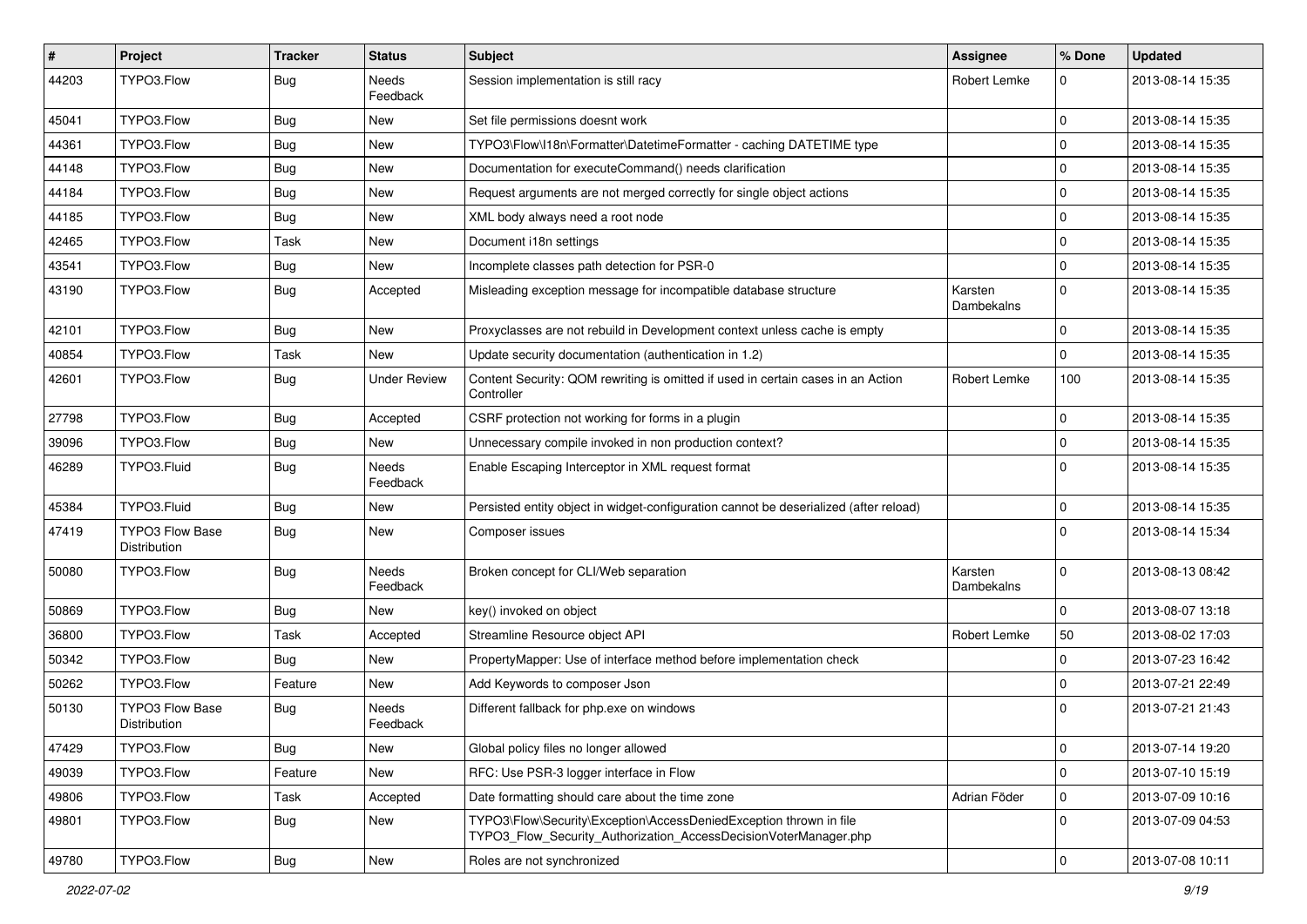| # | Project | Tracker | Status | Subject | Assignee | % Done | Updated |
|---|---|---|---|---|---|---|---|
| 44203 | TYPO3.Flow | Bug | Needs Feedback | Session implementation is still racy | Robert Lemke | 0 | 2013-08-14 15:35 |
| 45041 | TYPO3.Flow | Bug | New | Set file permissions doesnt work | | 0 | 2013-08-14 15:35 |
| 44361 | TYPO3.Flow | Bug | New | TYPO3\Flow\I18n\Formatter\DatetimeFormatter - caching DATETIME type | | 0 | 2013-08-14 15:35 |
| 44148 | TYPO3.Flow | Bug | New | Documentation for executeCommand() needs clarification | | 0 | 2013-08-14 15:35 |
| 44184 | TYPO3.Flow | Bug | New | Request arguments are not merged correctly for single object actions | | 0 | 2013-08-14 15:35 |
| 44185 | TYPO3.Flow | Bug | New | XML body always need a root node | | 0 | 2013-08-14 15:35 |
| 42465 | TYPO3.Flow | Task | New | Document i18n settings | | 0 | 2013-08-14 15:35 |
| 43541 | TYPO3.Flow | Bug | New | Incomplete classes path detection for PSR-0 | | 0 | 2013-08-14 15:35 |
| 43190 | TYPO3.Flow | Bug | Accepted | Misleading exception message for incompatible database structure | Karsten Dambekalns | 0 | 2013-08-14 15:35 |
| 42101 | TYPO3.Flow | Bug | New | Proxyclasses are not rebuild in Development context unless cache is empty | | 0 | 2013-08-14 15:35 |
| 40854 | TYPO3.Flow | Task | New | Update security documentation (authentication in 1.2) | | 0 | 2013-08-14 15:35 |
| 42601 | TYPO3.Flow | Bug | Under Review | Content Security: QOM rewriting is omitted if used in certain cases in an Action Controller | Robert Lemke | 100 | 2013-08-14 15:35 |
| 27798 | TYPO3.Flow | Bug | Accepted | CSRF protection not working for forms in a plugin | | 0 | 2013-08-14 15:35 |
| 39096 | TYPO3.Flow | Bug | New | Unnecessary compile invoked in non production context? | | 0 | 2013-08-14 15:35 |
| 46289 | TYPO3.Fluid | Bug | Needs Feedback | Enable Escaping Interceptor in XML request format | | 0 | 2013-08-14 15:35 |
| 45384 | TYPO3.Fluid | Bug | New | Persisted entity object in widget-configuration cannot be deserialized (after reload) | | 0 | 2013-08-14 15:35 |
| 47419 | TYPO3 Flow Base Distribution | Bug | New | Composer issues | | 0 | 2013-08-14 15:34 |
| 50080 | TYPO3.Flow | Bug | Needs Feedback | Broken concept for CLI/Web separation | Karsten Dambekalns | 0 | 2013-08-13 08:42 |
| 50869 | TYPO3.Flow | Bug | New | key() invoked on object | | 0 | 2013-08-07 13:18 |
| 36800 | TYPO3.Flow | Task | Accepted | Streamline Resource object API | Robert Lemke | 50 | 2013-08-02 17:03 |
| 50342 | TYPO3.Flow | Bug | New | PropertyMapper: Use of interface method before implementation check | | 0 | 2013-07-23 16:42 |
| 50262 | TYPO3.Flow | Feature | New | Add Keywords to composer Json | | 0 | 2013-07-21 22:49 |
| 50130 | TYPO3 Flow Base Distribution | Bug | Needs Feedback | Different fallback for php.exe on windows | | 0 | 2013-07-21 21:43 |
| 47429 | TYPO3.Flow | Bug | New | Global policy files no longer allowed | | 0 | 2013-07-14 19:20 |
| 49039 | TYPO3.Flow | Feature | New | RFC: Use PSR-3 logger interface in Flow | | 0 | 2013-07-10 15:19 |
| 49806 | TYPO3.Flow | Task | Accepted | Date formatting should care about the time zone | Adrian Föder | 0 | 2013-07-09 10:16 |
| 49801 | TYPO3.Flow | Bug | New | TYPO3\Flow\Security\Exception\AccessDeniedException thrown in file TYPO3_Flow_Security_Authorization_AccessDecisionVoterManager.php | | 0 | 2013-07-09 04:53 |
| 49780 | TYPO3.Flow | Bug | New | Roles are not synchronized | | 0 | 2013-07-08 10:11 |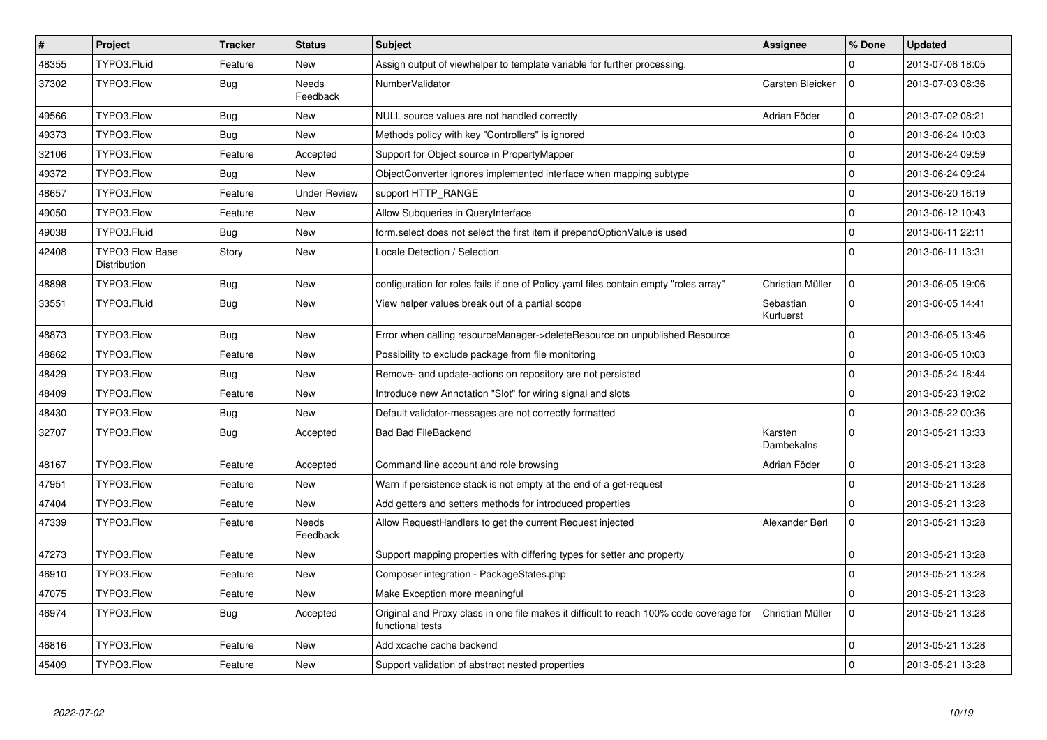| # | Project | Tracker | Status | Subject | Assignee | % Done | Updated |
|---|---|---|---|---|---|---|---|
| 48355 | TYPO3.Fluid | Feature | New | Assign output of viewhelper to template variable for further processing. | | 0 | 2013-07-06 18:05 |
| 37302 | TYPO3.Flow | Bug | Needs Feedback | NumberValidator | Carsten Bleicker | 0 | 2013-07-03 08:36 |
| 49566 | TYPO3.Flow | Bug | New | NULL source values are not handled correctly | Adrian Föder | 0 | 2013-07-02 08:21 |
| 49373 | TYPO3.Flow | Bug | New | Methods policy with key "Controllers" is ignored | | 0 | 2013-06-24 10:03 |
| 32106 | TYPO3.Flow | Feature | Accepted | Support for Object source in PropertyMapper | | 0 | 2013-06-24 09:59 |
| 49372 | TYPO3.Flow | Bug | New | ObjectConverter ignores implemented interface when mapping subtype | | 0 | 2013-06-24 09:24 |
| 48657 | TYPO3.Flow | Feature | Under Review | support HTTP_RANGE | | 0 | 2013-06-20 16:19 |
| 49050 | TYPO3.Flow | Feature | New | Allow Subqueries in QueryInterface | | 0 | 2013-06-12 10:43 |
| 49038 | TYPO3.Fluid | Bug | New | form.select does not select the first item if prependOptionValue is used | | 0 | 2013-06-11 22:11 |
| 42408 | TYPO3 Flow Base Distribution | Story | New | Locale Detection / Selection | | 0 | 2013-06-11 13:31 |
| 48898 | TYPO3.Flow | Bug | New | configuration for roles fails if one of Policy.yaml files contain empty "roles array" | Christian Müller | 0 | 2013-06-05 19:06 |
| 33551 | TYPO3.Fluid | Bug | New | View helper values break out of a partial scope | Sebastian Kurfuerst | 0 | 2013-06-05 14:41 |
| 48873 | TYPO3.Flow | Bug | New | Error when calling resourceManager->deleteResource on unpublished Resource | | 0 | 2013-06-05 13:46 |
| 48862 | TYPO3.Flow | Feature | New | Possibility to exclude package from file monitoring | | 0 | 2013-06-05 10:03 |
| 48429 | TYPO3.Flow | Bug | New | Remove- and update-actions on repository are not persisted | | 0 | 2013-05-24 18:44 |
| 48409 | TYPO3.Flow | Feature | New | Introduce new Annotation "Slot" for wiring signal and slots | | 0 | 2013-05-23 19:02 |
| 48430 | TYPO3.Flow | Bug | New | Default validator-messages are not correctly formatted | | 0 | 2013-05-22 00:36 |
| 32707 | TYPO3.Flow | Bug | Accepted | Bad Bad FileBackend | Karsten Dambekalns | 0 | 2013-05-21 13:33 |
| 48167 | TYPO3.Flow | Feature | Accepted | Command line account and role browsing | Adrian Föder | 0 | 2013-05-21 13:28 |
| 47951 | TYPO3.Flow | Feature | New | Warn if persistence stack is not empty at the end of a get-request | | 0 | 2013-05-21 13:28 |
| 47404 | TYPO3.Flow | Feature | New | Add getters and setters methods for introduced properties | | 0 | 2013-05-21 13:28 |
| 47339 | TYPO3.Flow | Feature | Needs Feedback | Allow RequestHandlers to get the current Request injected | Alexander Berl | 0 | 2013-05-21 13:28 |
| 47273 | TYPO3.Flow | Feature | New | Support mapping properties with differing types for setter and property | | 0 | 2013-05-21 13:28 |
| 46910 | TYPO3.Flow | Feature | New | Composer integration - PackageStates.php | | 0 | 2013-05-21 13:28 |
| 47075 | TYPO3.Flow | Feature | New | Make Exception more meaningful | | 0 | 2013-05-21 13:28 |
| 46974 | TYPO3.Flow | Bug | Accepted | Original and Proxy class in one file makes it difficult to reach 100% code coverage for functional tests | Christian Müller | 0 | 2013-05-21 13:28 |
| 46816 | TYPO3.Flow | Feature | New | Add xcache cache backend | | 0 | 2013-05-21 13:28 |
| 45409 | TYPO3.Flow | Feature | New | Support validation of abstract nested properties | | 0 | 2013-05-21 13:28 |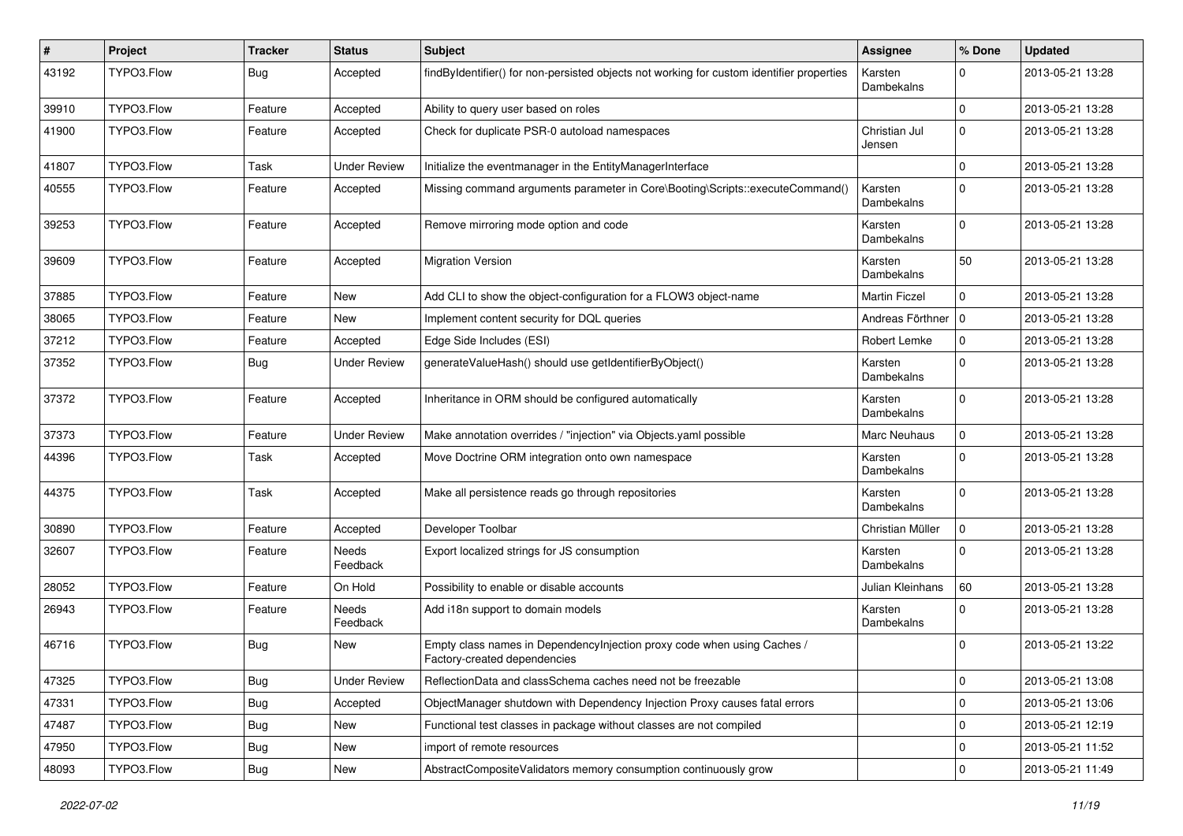| # | Project | Tracker | Status | Subject | Assignee | % Done | Updated |
|---|---|---|---|---|---|---|---|
| 43192 | TYPO3.Flow | Bug | Accepted | findByIdentifier() for non-persisted objects not working for custom identifier properties | Karsten Dambekalns | 0 | 2013-05-21 13:28 |
| 39910 | TYPO3.Flow | Feature | Accepted | Ability to query user based on roles | | 0 | 2013-05-21 13:28 |
| 41900 | TYPO3.Flow | Feature | Accepted | Check for duplicate PSR-0 autoload namespaces | Christian Jul Jensen | 0 | 2013-05-21 13:28 |
| 41807 | TYPO3.Flow | Task | Under Review | Initialize the eventmanager in the EntityManagerInterface | | 0 | 2013-05-21 13:28 |
| 40555 | TYPO3.Flow | Feature | Accepted | Missing command arguments parameter in Core\Booting\Scripts::executeCommand() | Karsten Dambekalns | 0 | 2013-05-21 13:28 |
| 39253 | TYPO3.Flow | Feature | Accepted | Remove mirroring mode option and code | Karsten Dambekalns | 0 | 2013-05-21 13:28 |
| 39609 | TYPO3.Flow | Feature | Accepted | Migration Version | Karsten Dambekalns | 50 | 2013-05-21 13:28 |
| 37885 | TYPO3.Flow | Feature | New | Add CLI to show the object-configuration for a FLOW3 object-name | Martin Ficzel | 0 | 2013-05-21 13:28 |
| 38065 | TYPO3.Flow | Feature | New | Implement content security for DQL queries | Andreas Förthner | 0 | 2013-05-21 13:28 |
| 37212 | TYPO3.Flow | Feature | Accepted | Edge Side Includes (ESI) | Robert Lemke | 0 | 2013-05-21 13:28 |
| 37352 | TYPO3.Flow | Bug | Under Review | generateValueHash() should use getIdentifierByObject() | Karsten Dambekalns | 0 | 2013-05-21 13:28 |
| 37372 | TYPO3.Flow | Feature | Accepted | Inheritance in ORM should be configured automatically | Karsten Dambekalns | 0 | 2013-05-21 13:28 |
| 37373 | TYPO3.Flow | Feature | Under Review | Make annotation overrides / "injection" via Objects.yaml possible | Marc Neuhaus | 0 | 2013-05-21 13:28 |
| 44396 | TYPO3.Flow | Task | Accepted | Move Doctrine ORM integration onto own namespace | Karsten Dambekalns | 0 | 2013-05-21 13:28 |
| 44375 | TYPO3.Flow | Task | Accepted | Make all persistence reads go through repositories | Karsten Dambekalns | 0 | 2013-05-21 13:28 |
| 30890 | TYPO3.Flow | Feature | Accepted | Developer Toolbar | Christian Müller | 0 | 2013-05-21 13:28 |
| 32607 | TYPO3.Flow | Feature | Needs Feedback | Export localized strings for JS consumption | Karsten Dambekalns | 0 | 2013-05-21 13:28 |
| 28052 | TYPO3.Flow | Feature | On Hold | Possibility to enable or disable accounts | Julian Kleinhans | 60 | 2013-05-21 13:28 |
| 26943 | TYPO3.Flow | Feature | Needs Feedback | Add i18n support to domain models | Karsten Dambekalns | 0 | 2013-05-21 13:28 |
| 46716 | TYPO3.Flow | Bug | New | Empty class names in DependencyInjection proxy code when using Caches / Factory-created dependencies | | 0 | 2013-05-21 13:22 |
| 47325 | TYPO3.Flow | Bug | Under Review | ReflectionData and classSchema caches need not be freezable | | 0 | 2013-05-21 13:08 |
| 47331 | TYPO3.Flow | Bug | Accepted | ObjectManager shutdown with Dependency Injection Proxy causes fatal errors | | 0 | 2013-05-21 13:06 |
| 47487 | TYPO3.Flow | Bug | New | Functional test classes in package without classes are not compiled | | 0 | 2013-05-21 12:19 |
| 47950 | TYPO3.Flow | Bug | New | import of remote resources | | 0 | 2013-05-21 11:52 |
| 48093 | TYPO3.Flow | Bug | New | AbstractCompositeValidators memory consumption continuously grow | | 0 | 2013-05-21 11:49 |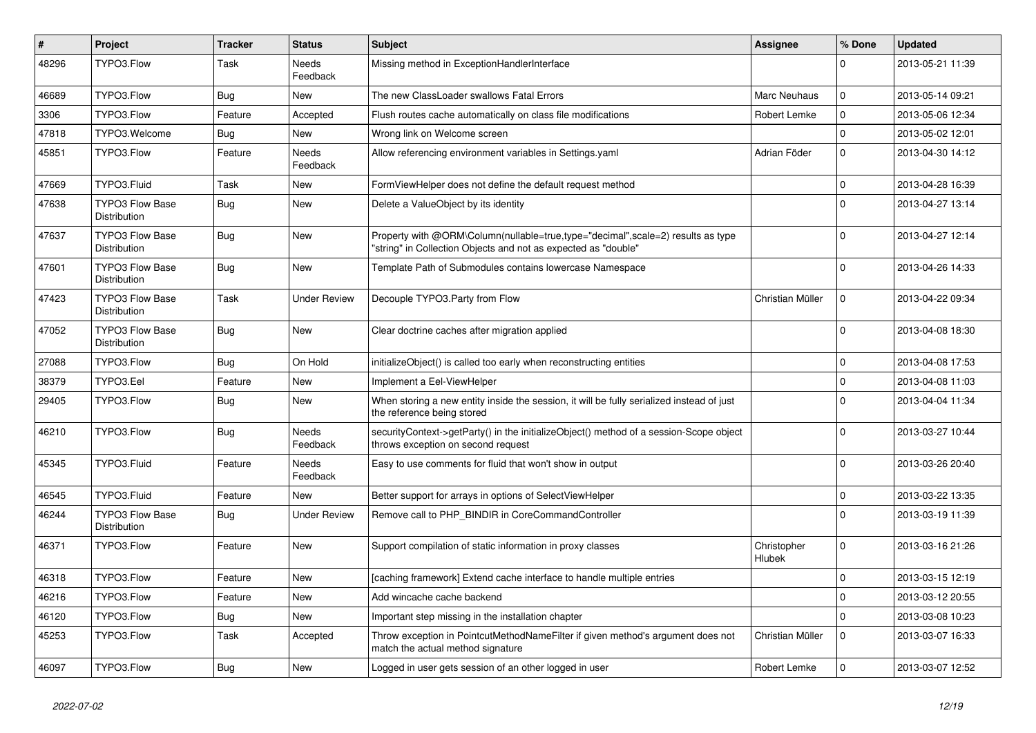| # | Project | Tracker | Status | Subject | Assignee | % Done | Updated |
|---|---|---|---|---|---|---|---|
| 48296 | TYPO3.Flow | Task | Needs Feedback | Missing method in ExceptionHandlerInterface | | 0 | 2013-05-21 11:39 |
| 46689 | TYPO3.Flow | Bug | New | The new ClassLoader swallows Fatal Errors | Marc Neuhaus | 0 | 2013-05-14 09:21 |
| 3306 | TYPO3.Flow | Feature | Accepted | Flush routes cache automatically on class file modifications | Robert Lemke | 0 | 2013-05-06 12:34 |
| 47818 | TYPO3.Welcome | Bug | New | Wrong link on Welcome screen | | 0 | 2013-05-02 12:01 |
| 45851 | TYPO3.Flow | Feature | Needs Feedback | Allow referencing environment variables in Settings.yaml | Adrian Föder | 0 | 2013-04-30 14:12 |
| 47669 | TYPO3.Fluid | Task | New | FormViewHelper does not define the default request method | | 0 | 2013-04-28 16:39 |
| 47638 | TYPO3 Flow Base Distribution | Bug | New | Delete a ValueObject by its identity | | 0 | 2013-04-27 13:14 |
| 47637 | TYPO3 Flow Base Distribution | Bug | New | Property with @ORM\Column(nullable=true,type="decimal",scale=2) results as type "string" in Collection Objects and not as expected as "double" | | 0 | 2013-04-27 12:14 |
| 47601 | TYPO3 Flow Base Distribution | Bug | New | Template Path of Submodules contains lowercase Namespace | | 0 | 2013-04-26 14:33 |
| 47423 | TYPO3 Flow Base Distribution | Task | Under Review | Decouple TYPO3.Party from Flow | Christian Müller | 0 | 2013-04-22 09:34 |
| 47052 | TYPO3 Flow Base Distribution | Bug | New | Clear doctrine caches after migration applied | | 0 | 2013-04-08 18:30 |
| 27088 | TYPO3.Flow | Bug | On Hold | initializeObject() is called too early when reconstructing entities | | 0 | 2013-04-08 17:53 |
| 38379 | TYPO3.Eel | Feature | New | Implement a Eel-ViewHelper | | 0 | 2013-04-08 11:03 |
| 29405 | TYPO3.Flow | Bug | New | When storing a new entity inside the session, it will be fully serialized instead of just the reference being stored | | 0 | 2013-04-04 11:34 |
| 46210 | TYPO3.Flow | Bug | Needs Feedback | securityContext->getParty() in the initializeObject() method of a session-Scope object throws exception on second request | | 0 | 2013-03-27 10:44 |
| 45345 | TYPO3.Fluid | Feature | Needs Feedback | Easy to use comments for fluid that won't show in output | | 0 | 2013-03-26 20:40 |
| 46545 | TYPO3.Fluid | Feature | New | Better support for arrays in options of SelectViewHelper | | 0 | 2013-03-22 13:35 |
| 46244 | TYPO3 Flow Base Distribution | Bug | Under Review | Remove call to PHP_BINDIR in CoreCommandController | | 0 | 2013-03-19 11:39 |
| 46371 | TYPO3.Flow | Feature | New | Support compilation of static information in proxy classes | Christopher Hlubek | 0 | 2013-03-16 21:26 |
| 46318 | TYPO3.Flow | Feature | New | [caching framework] Extend cache interface to handle multiple entries | | 0 | 2013-03-15 12:19 |
| 46216 | TYPO3.Flow | Feature | New | Add wincache cache backend | | 0 | 2013-03-12 20:55 |
| 46120 | TYPO3.Flow | Bug | New | Important step missing in the installation chapter | | 0 | 2013-03-08 10:23 |
| 45253 | TYPO3.Flow | Task | Accepted | Throw exception in PointcutMethodNameFilter if given method's argument does not match the actual method signature | Christian Müller | 0 | 2013-03-07 16:33 |
| 46097 | TYPO3.Flow | Bug | New | Logged in user gets session of an other logged in user | Robert Lemke | 0 | 2013-03-07 12:52 |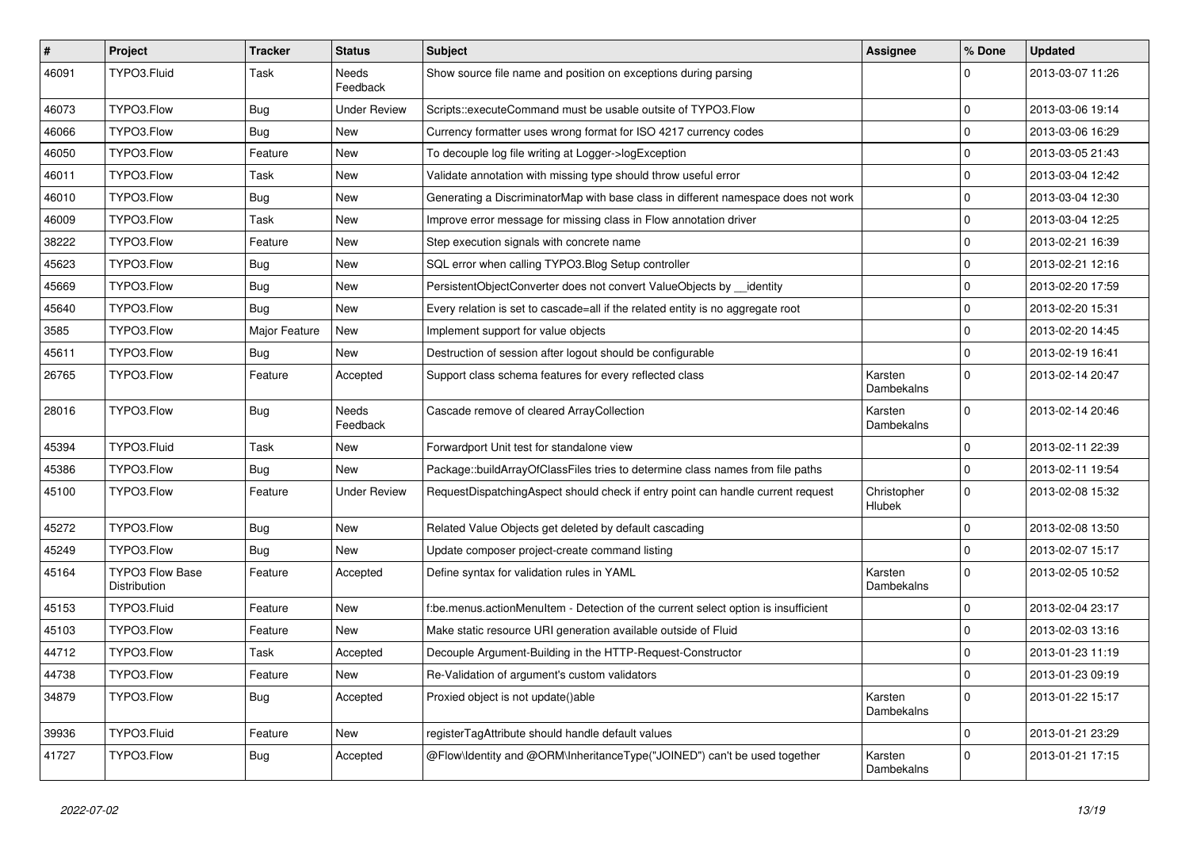| # | Project | Tracker | Status | Subject | Assignee | % Done | Updated |
|---|---|---|---|---|---|---|---|
| 46091 | TYPO3.Fluid | Task | Needs Feedback | Show source file name and position on exceptions during parsing | | 0 | 2013-03-07 11:26 |
| 46073 | TYPO3.Flow | Bug | Under Review | Scripts::executeCommand must be usable outsite of TYPO3.Flow | | 0 | 2013-03-06 19:14 |
| 46066 | TYPO3.Flow | Bug | New | Currency formatter uses wrong format for ISO 4217 currency codes | | 0 | 2013-03-06 16:29 |
| 46050 | TYPO3.Flow | Feature | New | To decouple log file writing at Logger->logException | | 0 | 2013-03-05 21:43 |
| 46011 | TYPO3.Flow | Task | New | Validate annotation with missing type should throw useful error | | 0 | 2013-03-04 12:42 |
| 46010 | TYPO3.Flow | Bug | New | Generating a DiscriminatorMap with base class in different namespace does not work | | 0 | 2013-03-04 12:30 |
| 46009 | TYPO3.Flow | Task | New | Improve error message for missing class in Flow annotation driver | | 0 | 2013-03-04 12:25 |
| 38222 | TYPO3.Flow | Feature | New | Step execution signals with concrete name | | 0 | 2013-02-21 16:39 |
| 45623 | TYPO3.Flow | Bug | New | SQL error when calling TYPO3.Blog Setup controller | | 0 | 2013-02-21 12:16 |
| 45669 | TYPO3.Flow | Bug | New | PersistentObjectConverter does not convert ValueObjects by __identity | | 0 | 2013-02-20 17:59 |
| 45640 | TYPO3.Flow | Bug | New | Every relation is set to cascade=all if the related entity is no aggregate root | | 0 | 2013-02-20 15:31 |
| 3585 | TYPO3.Flow | Major Feature | New | Implement support for value objects | | 0 | 2013-02-20 14:45 |
| 45611 | TYPO3.Flow | Bug | New | Destruction of session after logout should be configurable | | 0 | 2013-02-19 16:41 |
| 26765 | TYPO3.Flow | Feature | Accepted | Support class schema features for every reflected class | Karsten Dambekalns | 0 | 2013-02-14 20:47 |
| 28016 | TYPO3.Flow | Bug | Needs Feedback | Cascade remove of cleared ArrayCollection | Karsten Dambekalns | 0 | 2013-02-14 20:46 |
| 45394 | TYPO3.Fluid | Task | New | Forwardport Unit test for standalone view | | 0 | 2013-02-11 22:39 |
| 45386 | TYPO3.Flow | Bug | New | Package::buildArrayOfClassFiles tries to determine class names from file paths | | 0 | 2013-02-11 19:54 |
| 45100 | TYPO3.Flow | Feature | Under Review | RequestDispatchingAspect should check if entry point can handle current request | Christopher Hlubek | 0 | 2013-02-08 15:32 |
| 45272 | TYPO3.Flow | Bug | New | Related Value Objects get deleted by default cascading | | 0 | 2013-02-08 13:50 |
| 45249 | TYPO3.Flow | Bug | New | Update composer project-create command listing | | 0 | 2013-02-07 15:17 |
| 45164 | TYPO3 Flow Base Distribution | Feature | Accepted | Define syntax for validation rules in YAML | Karsten Dambekalns | 0 | 2013-02-05 10:52 |
| 45153 | TYPO3.Fluid | Feature | New | f:be.menus.actionMenuItem - Detection of the current select option is insufficient | | 0 | 2013-02-04 23:17 |
| 45103 | TYPO3.Flow | Feature | New | Make static resource URI generation available outside of Fluid | | 0 | 2013-02-03 13:16 |
| 44712 | TYPO3.Flow | Task | Accepted | Decouple Argument-Building in the HTTP-Request-Constructor | | 0 | 2013-01-23 11:19 |
| 44738 | TYPO3.Flow | Feature | New | Re-Validation of argument's custom validators | | 0 | 2013-01-23 09:19 |
| 34879 | TYPO3.Flow | Bug | Accepted | Proxied object is not update()able | Karsten Dambekalns | 0 | 2013-01-22 15:17 |
| 39936 | TYPO3.Fluid | Feature | New | registerTagAttribute should handle default values | | 0 | 2013-01-21 23:29 |
| 41727 | TYPO3.Flow | Bug | Accepted | @Flow\Identity and @ORM\InheritanceType("JOINED") can't be used together | Karsten Dambekalns | 0 | 2013-01-21 17:15 |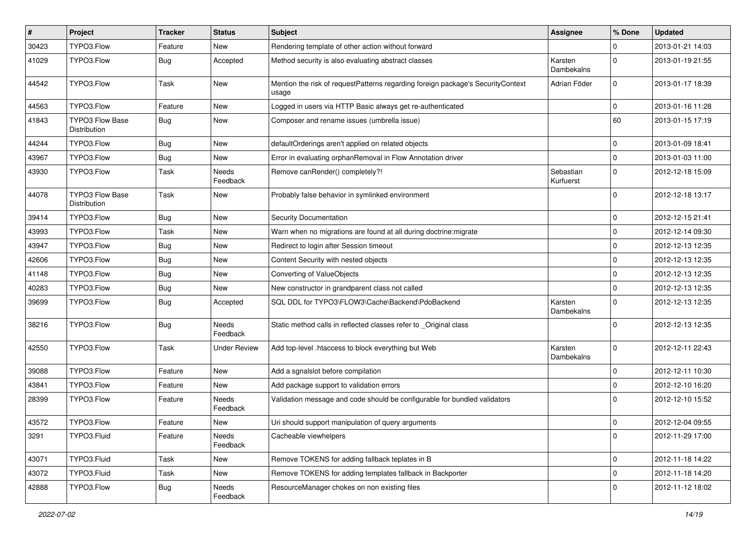| # | Project | Tracker | Status | Subject | Assignee | % Done | Updated |
|---|---|---|---|---|---|---|---|
| 30423 | TYPO3.Flow | Feature | New | Rendering template of other action without forward | | 0 | 2013-01-21 14:03 |
| 41029 | TYPO3.Flow | Bug | Accepted | Method security is also evaluating abstract classes | Karsten Dambekalns | 0 | 2013-01-19 21:55 |
| 44542 | TYPO3.Flow | Task | New | Mention the risk of requestPatterns regarding foreign package's SecurityContext usage | Adrian Föder | 0 | 2013-01-17 18:39 |
| 44563 | TYPO3.Flow | Feature | New | Logged in users via HTTP Basic always get re-authenticated | | 0 | 2013-01-16 11:28 |
| 41843 | TYPO3 Flow Base Distribution | Bug | New | Composer and rename issues (umbrella issue) | | 60 | 2013-01-15 17:19 |
| 44244 | TYPO3.Flow | Bug | New | defaultOrderings aren't applied on related objects | | 0 | 2013-01-09 18:41 |
| 43967 | TYPO3.Flow | Bug | New | Error in evaluating orphanRemoval in Flow Annotation driver | | 0 | 2013-01-03 11:00 |
| 43930 | TYPO3.Flow | Task | Needs Feedback | Remove canRender() completely?! | Sebastian Kurfuerst | 0 | 2012-12-18 15:09 |
| 44078 | TYPO3 Flow Base Distribution | Task | New | Probably false behavior in symlinked environment | | 0 | 2012-12-18 13:17 |
| 39414 | TYPO3.Flow | Bug | New | Security Documentation | | 0 | 2012-12-15 21:41 |
| 43993 | TYPO3.Flow | Task | New | Warn when no migrations are found at all during doctrine:migrate | | 0 | 2012-12-14 09:30 |
| 43947 | TYPO3.Flow | Bug | New | Redirect to login after Session timeout | | 0 | 2012-12-13 12:35 |
| 42606 | TYPO3.Flow | Bug | New | Content Security with nested objects | | 0 | 2012-12-13 12:35 |
| 41148 | TYPO3.Flow | Bug | New | Converting of ValueObjects | | 0 | 2012-12-13 12:35 |
| 40283 | TYPO3.Flow | Bug | New | New constructor in grandparent class not called | | 0 | 2012-12-13 12:35 |
| 39699 | TYPO3.Flow | Bug | Accepted | SQL DDL for TYPO3\FLOW3\Cache\Backend\PdoBackend | Karsten Dambekalns | 0 | 2012-12-13 12:35 |
| 38216 | TYPO3.Flow | Bug | Needs Feedback | Static method calls in reflected classes refer to _Original class | | 0 | 2012-12-13 12:35 |
| 42550 | TYPO3.Flow | Task | Under Review | Add top-level .htaccess to block everything but Web | Karsten Dambekalns | 0 | 2012-12-11 22:43 |
| 39088 | TYPO3.Flow | Feature | New | Add a sgnalslot before compilation | | 0 | 2012-12-11 10:30 |
| 43841 | TYPO3.Flow | Feature | New | Add package support to validation errors | | 0 | 2012-12-10 16:20 |
| 28399 | TYPO3.Flow | Feature | Needs Feedback | Validation message and code should be configurable for bundled validators | | 0 | 2012-12-10 15:52 |
| 43572 | TYPO3.Flow | Feature | New | Uri should support manipulation of query arguments | | 0 | 2012-12-04 09:55 |
| 3291 | TYPO3.Fluid | Feature | Needs Feedback | Cacheable viewhelpers | | 0 | 2012-11-29 17:00 |
| 43071 | TYPO3.Fluid | Task | New | Remove TOKENS for adding fallback teplates in B | | 0 | 2012-11-18 14:22 |
| 43072 | TYPO3.Fluid | Task | New | Remove TOKENS for adding templates fallback in Backporter | | 0 | 2012-11-18 14:20 |
| 42888 | TYPO3.Flow | Bug | Needs Feedback | ResourceManager chokes on non existing files | | 0 | 2012-11-12 18:02 |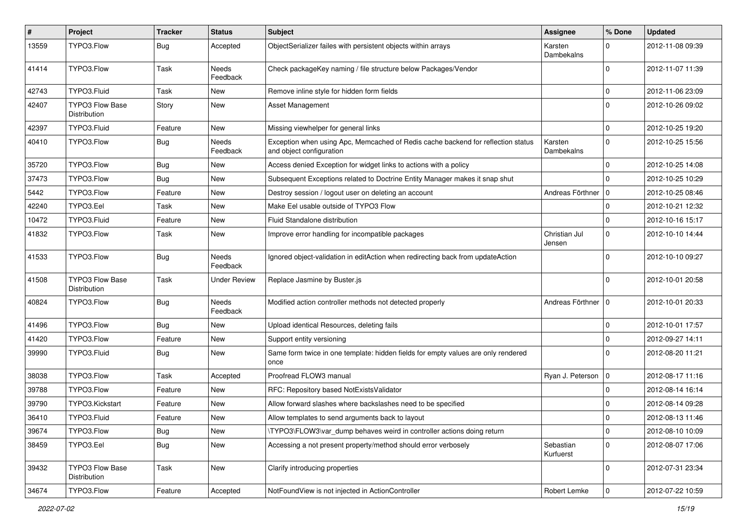| # | Project | Tracker | Status | Subject | Assignee | % Done | Updated |
|---|---|---|---|---|---|---|---|
| 13559 | TYPO3.Flow | Bug | Accepted | ObjectSerializer failes with persistent objects within arrays | Karsten Dambekalns | 0 | 2012-11-08 09:39 |
| 41414 | TYPO3.Flow | Task | Needs Feedback | Check packageKey naming / file structure below Packages/Vendor | | 0 | 2012-11-07 11:39 |
| 42743 | TYPO3.Fluid | Task | New | Remove inline style for hidden form fields | | 0 | 2012-11-06 23:09 |
| 42407 | TYPO3 Flow Base Distribution | Story | New | Asset Management | | 0 | 2012-10-26 09:02 |
| 42397 | TYPO3.Fluid | Feature | New | Missing viewhelper for general links | | 0 | 2012-10-25 19:20 |
| 40410 | TYPO3.Flow | Bug | Needs Feedback | Exception when using Apc, Memcached of Redis cache backend for reflection status and object configuration | Karsten Dambekalns | 0 | 2012-10-25 15:56 |
| 35720 | TYPO3.Flow | Bug | New | Access denied Exception for widget links to actions with a policy | | 0 | 2012-10-25 14:08 |
| 37473 | TYPO3.Flow | Bug | New | Subsequent Exceptions related to Doctrine Entity Manager makes it snap shut | | 0 | 2012-10-25 10:29 |
| 5442 | TYPO3.Flow | Feature | New | Destroy session / logout user on deleting an account | Andreas Förthner | 0 | 2012-10-25 08:46 |
| 42240 | TYPO3.Eel | Task | New | Make Eel usable outside of TYPO3 Flow | | 0 | 2012-10-21 12:32 |
| 10472 | TYPO3.Fluid | Feature | New | Fluid Standalone distribution | | 0 | 2012-10-16 15:17 |
| 41832 | TYPO3.Flow | Task | New | Improve error handling for incompatible packages | Christian Jul Jensen | 0 | 2012-10-10 14:44 |
| 41533 | TYPO3.Flow | Bug | Needs Feedback | Ignored object-validation in editAction when redirecting back from updateAction | | 0 | 2012-10-10 09:27 |
| 41508 | TYPO3 Flow Base Distribution | Task | Under Review | Replace Jasmine by Buster.js | | 0 | 2012-10-01 20:58 |
| 40824 | TYPO3.Flow | Bug | Needs Feedback | Modified action controller methods not detected properly | Andreas Förthner | 0 | 2012-10-01 20:33 |
| 41496 | TYPO3.Flow | Bug | New | Upload identical Resources, deleting fails | | 0 | 2012-10-01 17:57 |
| 41420 | TYPO3.Flow | Feature | New | Support entity versioning | | 0 | 2012-09-27 14:11 |
| 39990 | TYPO3.Fluid | Bug | New | Same form twice in one template: hidden fields for empty values are only rendered once | | 0 | 2012-08-20 11:21 |
| 38038 | TYPO3.Flow | Task | Accepted | Proofread FLOW3 manual | Ryan J. Peterson | 0 | 2012-08-17 11:16 |
| 39788 | TYPO3.Flow | Feature | New | RFC: Repository based NotExistsValidator | | 0 | 2012-08-14 16:14 |
| 39790 | TYPO3.Kickstart | Feature | New | Allow forward slashes where backslashes need to be specified | | 0 | 2012-08-14 09:28 |
| 36410 | TYPO3.Fluid | Feature | New | Allow templates to send arguments back to layout | | 0 | 2012-08-13 11:46 |
| 39674 | TYPO3.Flow | Bug | New | \TYPO3\FLOW3\var_dump behaves weird in controller actions doing return | | 0 | 2012-08-10 10:09 |
| 38459 | TYPO3.Eel | Bug | New | Accessing a not present property/method should error verbosely | Sebastian Kurfuerst | 0 | 2012-08-07 17:06 |
| 39432 | TYPO3 Flow Base Distribution | Task | New | Clarify introducing properties | | 0 | 2012-07-31 23:34 |
| 34674 | TYPO3.Flow | Feature | Accepted | NotFoundView is not injected in ActionController | Robert Lemke | 0 | 2012-07-22 10:59 |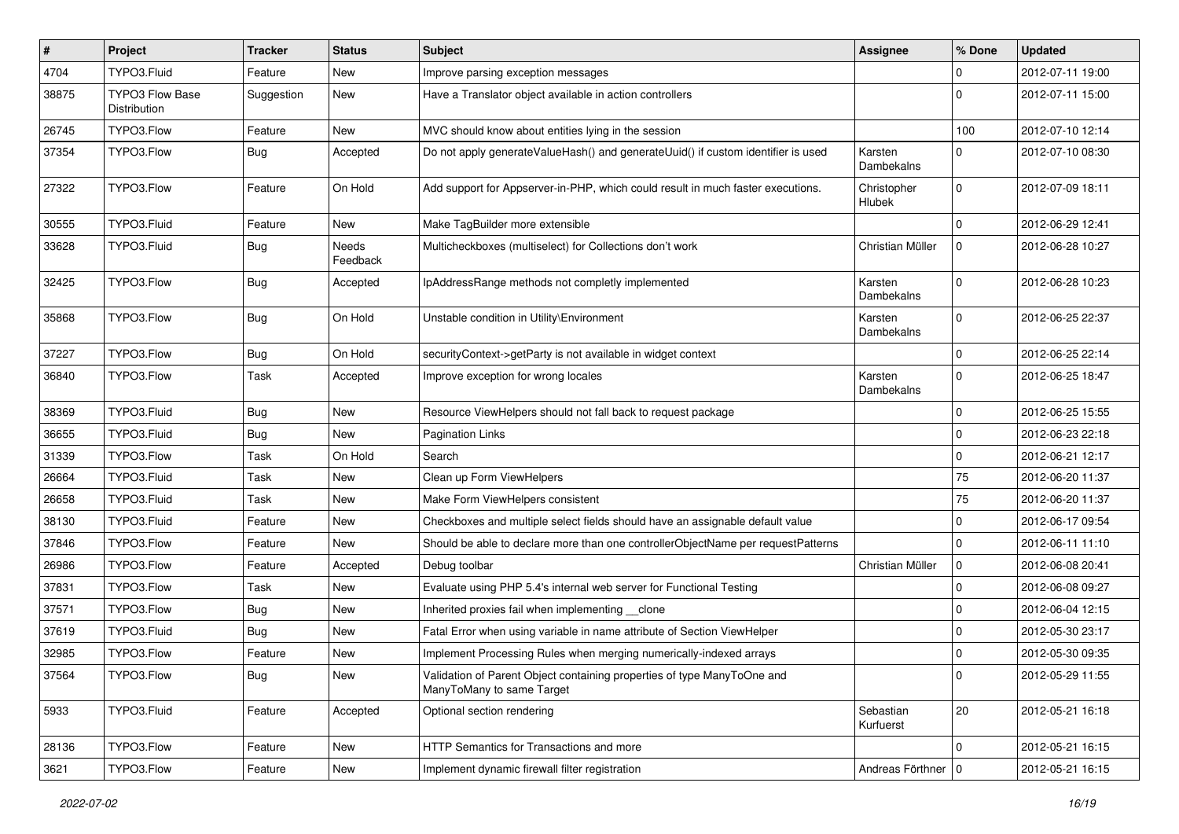| # | Project | Tracker | Status | Subject | Assignee | % Done | Updated |
|---|---|---|---|---|---|---|---|
| 4704 | TYPO3.Fluid | Feature | New | Improve parsing exception messages | | 0 | 2012-07-11 19:00 |
| 38875 | TYPO3 Flow Base Distribution | Suggestion | New | Have a Translator object available in action controllers | | 0 | 2012-07-11 15:00 |
| 26745 | TYPO3.Flow | Feature | New | MVC should know about entities lying in the session | | 100 | 2012-07-10 12:14 |
| 37354 | TYPO3.Flow | Bug | Accepted | Do not apply generateValueHash() and generateUuid() if custom identifier is used | Karsten Dambekalns | 0 | 2012-07-10 08:30 |
| 27322 | TYPO3.Flow | Feature | On Hold | Add support for Appserver-in-PHP, which could result in much faster executions. | Christopher Hlubek | 0 | 2012-07-09 18:11 |
| 30555 | TYPO3.Fluid | Feature | New | Make TagBuilder more extensible | | 0 | 2012-06-29 12:41 |
| 33628 | TYPO3.Fluid | Bug | Needs Feedback | Multicheckboxes (multiselect) for Collections don't work | Christian Müller | 0 | 2012-06-28 10:27 |
| 32425 | TYPO3.Flow | Bug | Accepted | IpAddressRange methods not completly implemented | Karsten Dambekalns | 0 | 2012-06-28 10:23 |
| 35868 | TYPO3.Flow | Bug | On Hold | Unstable condition in Utility\Environment | Karsten Dambekalns | 0 | 2012-06-25 22:37 |
| 37227 | TYPO3.Flow | Bug | On Hold | securityContext->getParty is not available in widget context | | 0 | 2012-06-25 22:14 |
| 36840 | TYPO3.Flow | Task | Accepted | Improve exception for wrong locales | Karsten Dambekalns | 0 | 2012-06-25 18:47 |
| 38369 | TYPO3.Fluid | Bug | New | Resource ViewHelpers should not fall back to request package | | 0 | 2012-06-25 15:55 |
| 36655 | TYPO3.Fluid | Bug | New | Pagination Links | | 0 | 2012-06-23 22:18 |
| 31339 | TYPO3.Flow | Task | On Hold | Search | | 0 | 2012-06-21 12:17 |
| 26664 | TYPO3.Fluid | Task | New | Clean up Form ViewHelpers | | 75 | 2012-06-20 11:37 |
| 26658 | TYPO3.Fluid | Task | New | Make Form ViewHelpers consistent | | 75 | 2012-06-20 11:37 |
| 38130 | TYPO3.Fluid | Feature | New | Checkboxes and multiple select fields should have an assignable default value | | 0 | 2012-06-17 09:54 |
| 37846 | TYPO3.Flow | Feature | New | Should be able to declare more than one controllerObjectName per requestPatterns | | 0 | 2012-06-11 11:10 |
| 26986 | TYPO3.Flow | Feature | Accepted | Debug toolbar | Christian Müller | 0 | 2012-06-08 20:41 |
| 37831 | TYPO3.Flow | Task | New | Evaluate using PHP 5.4's internal web server for Functional Testing | | 0 | 2012-06-08 09:27 |
| 37571 | TYPO3.Flow | Bug | New | Inherited proxies fail when implementing __clone | | 0 | 2012-06-04 12:15 |
| 37619 | TYPO3.Fluid | Bug | New | Fatal Error when using variable in name attribute of Section ViewHelper | | 0 | 2012-05-30 23:17 |
| 32985 | TYPO3.Flow | Feature | New | Implement Processing Rules when merging numerically-indexed arrays | | 0 | 2012-05-30 09:35 |
| 37564 | TYPO3.Flow | Bug | New | Validation of Parent Object containing properties of type ManyToOne and ManyToMany to same Target | | 0 | 2012-05-29 11:55 |
| 5933 | TYPO3.Fluid | Feature | Accepted | Optional section rendering | Sebastian Kurfuerst | 20 | 2012-05-21 16:18 |
| 28136 | TYPO3.Flow | Feature | New | HTTP Semantics for Transactions and more | | 0 | 2012-05-21 16:15 |
| 3621 | TYPO3.Flow | Feature | New | Implement dynamic firewall filter registration | Andreas Förthner | 0 | 2012-05-21 16:15 |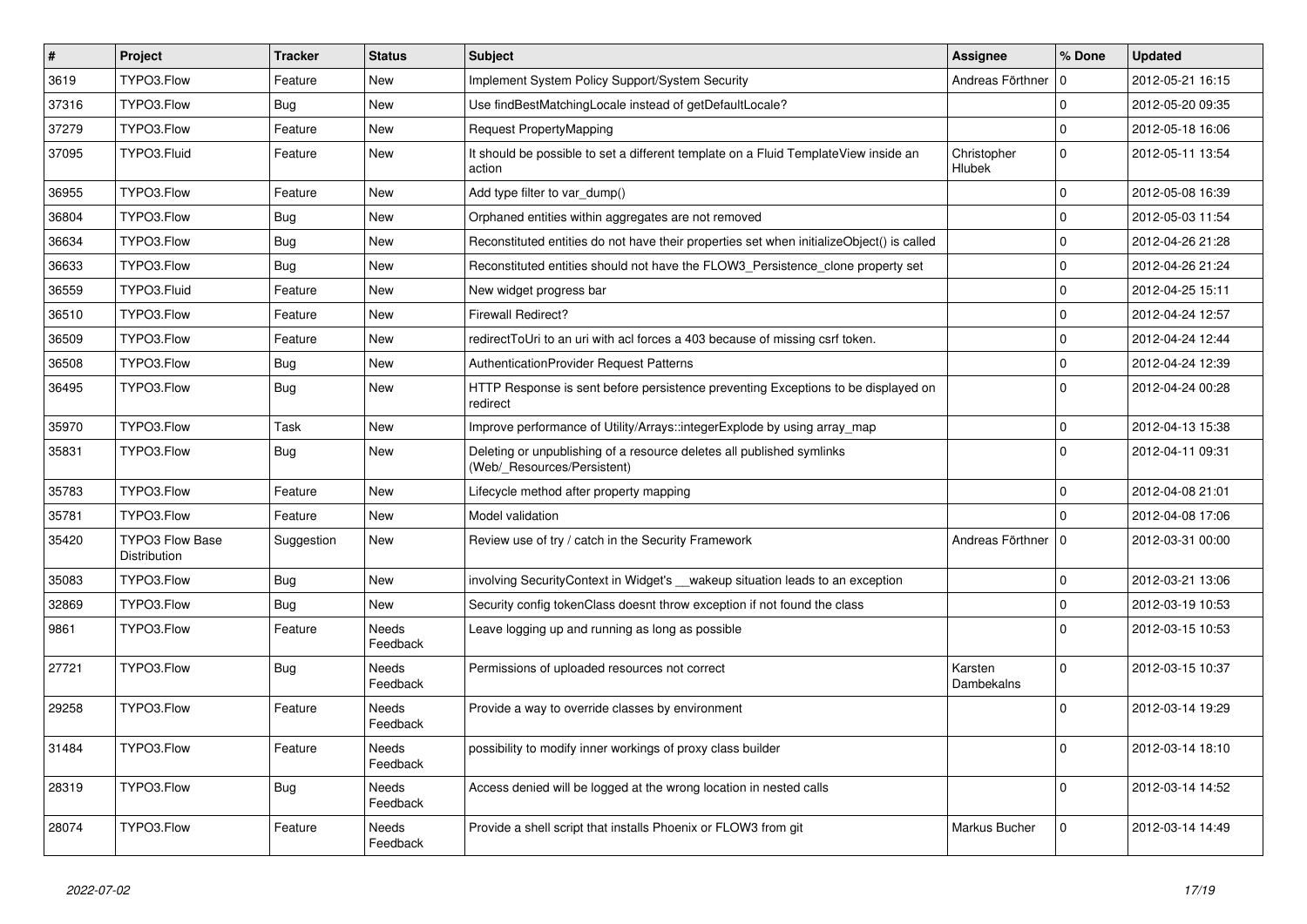| # | Project | Tracker | Status | Subject | Assignee | % Done | Updated |
|---|---|---|---|---|---|---|---|
| 3619 | TYPO3.Flow | Feature | New | Implement System Policy Support/System Security | Andreas Förthner | 0 | 2012-05-21 16:15 |
| 37316 | TYPO3.Flow | Bug | New | Use findBestMatchingLocale instead of getDefaultLocale? | | 0 | 2012-05-20 09:35 |
| 37279 | TYPO3.Flow | Feature | New | Request PropertyMapping | | 0 | 2012-05-18 16:06 |
| 37095 | TYPO3.Fluid | Feature | New | It should be possible to set a different template on a Fluid TemplateView inside an action | Christopher Hlubek | 0 | 2012-05-11 13:54 |
| 36955 | TYPO3.Flow | Feature | New | Add type filter to var_dump() | | 0 | 2012-05-08 16:39 |
| 36804 | TYPO3.Flow | Bug | New | Orphaned entities within aggregates are not removed | | 0 | 2012-05-03 11:54 |
| 36634 | TYPO3.Flow | Bug | New | Reconstituted entities do not have their properties set when initializeObject() is called | | 0 | 2012-04-26 21:28 |
| 36633 | TYPO3.Flow | Bug | New | Reconstituted entities should not have the FLOW3_Persistence_clone property set | | 0 | 2012-04-26 21:24 |
| 36559 | TYPO3.Fluid | Feature | New | New widget progress bar | | 0 | 2012-04-25 15:11 |
| 36510 | TYPO3.Flow | Feature | New | Firewall Redirect? | | 0 | 2012-04-24 12:57 |
| 36509 | TYPO3.Flow | Feature | New | redirectToUri to an uri with acl forces a 403 because of missing csrf token. | | 0 | 2012-04-24 12:44 |
| 36508 | TYPO3.Flow | Bug | New | AuthenticationProvider Request Patterns | | 0 | 2012-04-24 12:39 |
| 36495 | TYPO3.Flow | Bug | New | HTTP Response is sent before persistence preventing Exceptions to be displayed on redirect | | 0 | 2012-04-24 00:28 |
| 35970 | TYPO3.Flow | Task | New | Improve performance of Utility/Arrays::integerExplode by using array_map | | 0 | 2012-04-13 15:38 |
| 35831 | TYPO3.Flow | Bug | New | Deleting or unpublishing of a resource deletes all published symlinks (Web/_Resources/Persistent) | | 0 | 2012-04-11 09:31 |
| 35783 | TYPO3.Flow | Feature | New | Lifecycle method after property mapping | | 0 | 2012-04-08 21:01 |
| 35781 | TYPO3.Flow | Feature | New | Model validation | | 0 | 2012-04-08 17:06 |
| 35420 | TYPO3 Flow Base Distribution | Suggestion | New | Review use of try / catch in the Security Framework | Andreas Förthner | 0 | 2012-03-31 00:00 |
| 35083 | TYPO3.Flow | Bug | New | involving SecurityContext in Widget's __wakeup situation leads to an exception | | 0 | 2012-03-21 13:06 |
| 32869 | TYPO3.Flow | Bug | New | Security config tokenClass doesnt throw exception if not found the class | | 0 | 2012-03-19 10:53 |
| 9861 | TYPO3.Flow | Feature | Needs Feedback | Leave logging up and running as long as possible | | 0 | 2012-03-15 10:53 |
| 27721 | TYPO3.Flow | Bug | Needs Feedback | Permissions of uploaded resources not correct | Karsten Dambekalns | 0 | 2012-03-15 10:37 |
| 29258 | TYPO3.Flow | Feature | Needs Feedback | Provide a way to override classes by environment | | 0 | 2012-03-14 19:29 |
| 31484 | TYPO3.Flow | Feature | Needs Feedback | possibility to modify inner workings of proxy class builder | | 0 | 2012-03-14 18:10 |
| 28319 | TYPO3.Flow | Bug | Needs Feedback | Access denied will be logged at the wrong location in nested calls | | 0 | 2012-03-14 14:52 |
| 28074 | TYPO3.Flow | Feature | Needs Feedback | Provide a shell script that installs Phoenix or FLOW3 from git | Markus Bucher | 0 | 2012-03-14 14:49 |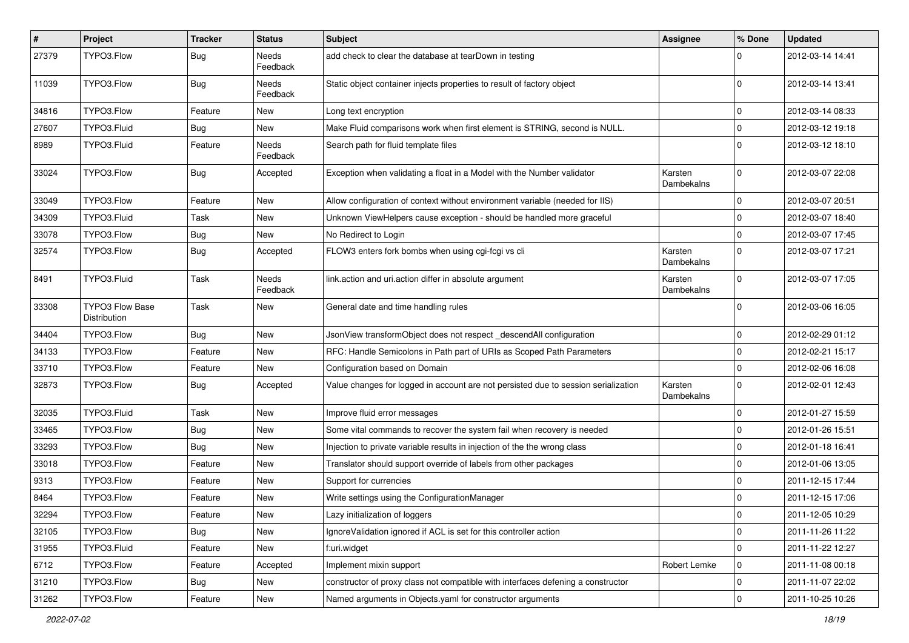| # | Project | Tracker | Status | Subject | Assignee | % Done | Updated |
|---|---|---|---|---|---|---|---|
| 27379 | TYPO3.Flow | Bug | Needs Feedback | add check to clear the database at tearDown in testing | | 0 | 2012-03-14 14:41 |
| 11039 | TYPO3.Flow | Bug | Needs Feedback | Static object container injects properties to result of factory object | | 0 | 2012-03-14 13:41 |
| 34816 | TYPO3.Flow | Feature | New | Long text encryption | | 0 | 2012-03-14 08:33 |
| 27607 | TYPO3.Fluid | Bug | New | Make Fluid comparisons work when first element is STRING, second is NULL. | | 0 | 2012-03-12 19:18 |
| 8989 | TYPO3.Fluid | Feature | Needs Feedback | Search path for fluid template files | | 0 | 2012-03-12 18:10 |
| 33024 | TYPO3.Flow | Bug | Accepted | Exception when validating a float in a Model with the Number validator | Karsten Dambekalns | 0 | 2012-03-07 22:08 |
| 33049 | TYPO3.Flow | Feature | New | Allow configuration of context without environment variable (needed for IIS) | | 0 | 2012-03-07 20:51 |
| 34309 | TYPO3.Fluid | Task | New | Unknown ViewHelpers cause exception - should be handled more graceful | | 0 | 2012-03-07 18:40 |
| 33078 | TYPO3.Flow | Bug | New | No Redirect to Login | | 0 | 2012-03-07 17:45 |
| 32574 | TYPO3.Flow | Bug | Accepted | FLOW3 enters fork bombs when using cgi-fcgi vs cli | Karsten Dambekalns | 0 | 2012-03-07 17:21 |
| 8491 | TYPO3.Fluid | Task | Needs Feedback | link.action and uri.action differ in absolute argument | Karsten Dambekalns | 0 | 2012-03-07 17:05 |
| 33308 | TYPO3 Flow Base Distribution | Task | New | General date and time handling rules | | 0 | 2012-03-06 16:05 |
| 34404 | TYPO3.Flow | Bug | New | JsonView transformObject does not respect _descendAll configuration | | 0 | 2012-02-29 01:12 |
| 34133 | TYPO3.Flow | Feature | New | RFC: Handle Semicolons in Path part of URIs as Scoped Path Parameters | | 0 | 2012-02-21 15:17 |
| 33710 | TYPO3.Flow | Feature | New | Configuration based on Domain | | 0 | 2012-02-06 16:08 |
| 32873 | TYPO3.Flow | Bug | Accepted | Value changes for logged in account are not persisted due to session serialization | Karsten Dambekalns | 0 | 2012-02-01 12:43 |
| 32035 | TYPO3.Fluid | Task | New | Improve fluid error messages | | 0 | 2012-01-27 15:59 |
| 33465 | TYPO3.Flow | Bug | New | Some vital commands to recover the system fail when recovery is needed | | 0 | 2012-01-26 15:51 |
| 33293 | TYPO3.Flow | Bug | New | Injection to private variable results in injection of the the wrong class | | 0 | 2012-01-18 16:41 |
| 33018 | TYPO3.Flow | Feature | New | Translator should support override of labels from other packages | | 0 | 2012-01-06 13:05 |
| 9313 | TYPO3.Flow | Feature | New | Support for currencies | | 0 | 2011-12-15 17:44 |
| 8464 | TYPO3.Flow | Feature | New | Write settings using the ConfigurationManager | | 0 | 2011-12-15 17:06 |
| 32294 | TYPO3.Flow | Feature | New | Lazy initialization of loggers | | 0 | 2011-12-05 10:29 |
| 32105 | TYPO3.Flow | Bug | New | IgnoreValidation ignored if ACL is set for this controller action | | 0 | 2011-11-26 11:22 |
| 31955 | TYPO3.Fluid | Feature | New | f:uri.widget | | 0 | 2011-11-22 12:27 |
| 6712 | TYPO3.Flow | Feature | Accepted | Implement mixin support | Robert Lemke | 0 | 2011-11-08 00:18 |
| 31210 | TYPO3.Flow | Bug | New | constructor of proxy class not compatible with interfaces defening a constructor | | 0 | 2011-11-07 22:02 |
| 31262 | TYPO3.Flow | Feature | New | Named arguments in Objects.yaml for constructor arguments | | 0 | 2011-10-25 10:26 |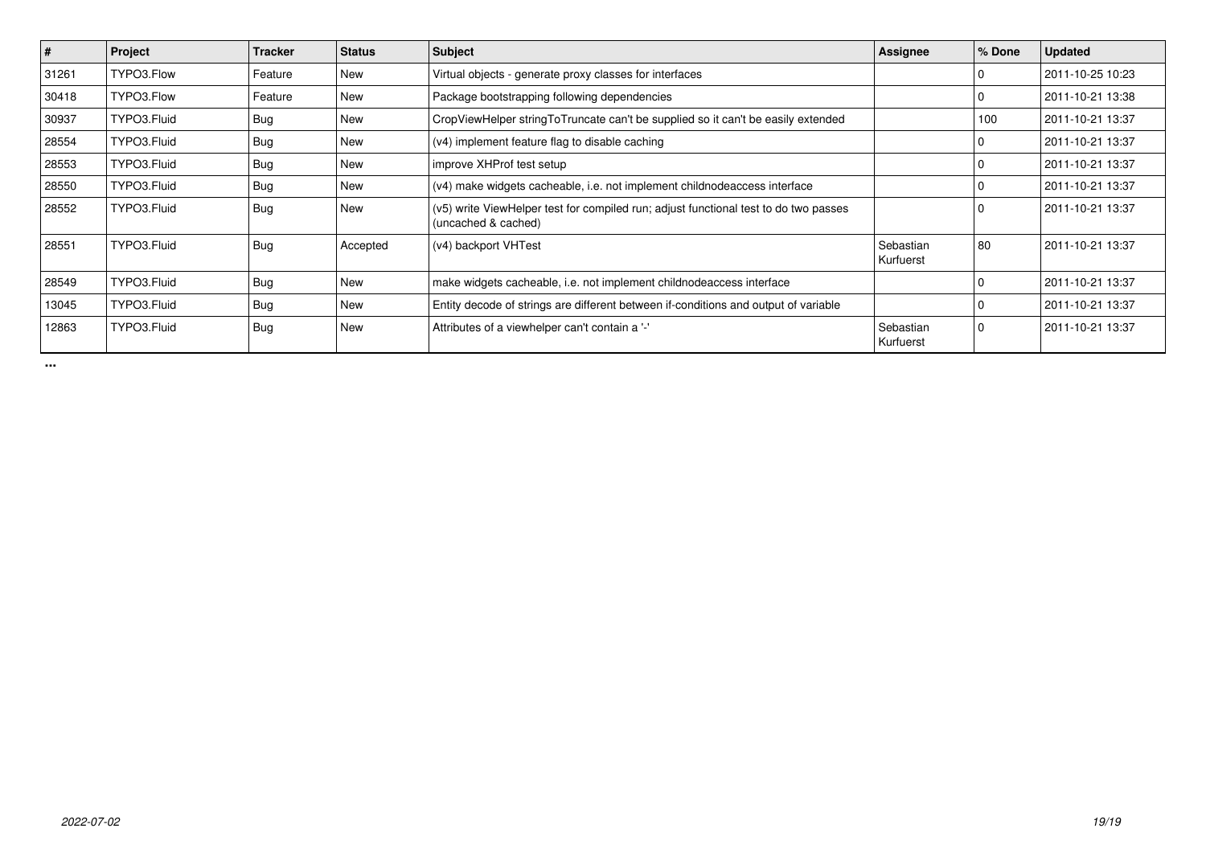| # | Project | Tracker | Status | Subject | Assignee | % Done | Updated |
|---|---|---|---|---|---|---|---|
| 31261 | TYPO3.Flow | Feature | New | Virtual objects - generate proxy classes for interfaces | | 0 | 2011-10-25 10:23 |
| 30418 | TYPO3.Flow | Feature | New | Package bootstrapping following dependencies | | 0 | 2011-10-21 13:38 |
| 30937 | TYPO3.Fluid | Bug | New | CropViewHelper stringToTruncate can't be supplied so it can't be easily extended | | 100 | 2011-10-21 13:37 |
| 28554 | TYPO3.Fluid | Bug | New | (v4) implement feature flag to disable caching | | 0 | 2011-10-21 13:37 |
| 28553 | TYPO3.Fluid | Bug | New | improve XHProf test setup | | 0 | 2011-10-21 13:37 |
| 28550 | TYPO3.Fluid | Bug | New | (v4) make widgets cacheable, i.e. not implement childnodeaccess interface | | 0 | 2011-10-21 13:37 |
| 28552 | TYPO3.Fluid | Bug | New | (v5) write ViewHelper test for compiled run; adjust functional test to do two passes (uncached & cached) | | 0 | 2011-10-21 13:37 |
| 28551 | TYPO3.Fluid | Bug | Accepted | (v4) backport VHTest | Sebastian Kurfuerst | 80 | 2011-10-21 13:37 |
| 28549 | TYPO3.Fluid | Bug | New | make widgets cacheable, i.e. not implement childnodeaccess interface | | 0 | 2011-10-21 13:37 |
| 13045 | TYPO3.Fluid | Bug | New | Entity decode of strings are different between if-conditions and output of variable | | 0 | 2011-10-21 13:37 |
| 12863 | TYPO3.Fluid | Bug | New | Attributes of a viewhelper can't contain a '-' | Sebastian Kurfuerst | 0 | 2011-10-21 13:37 |

...